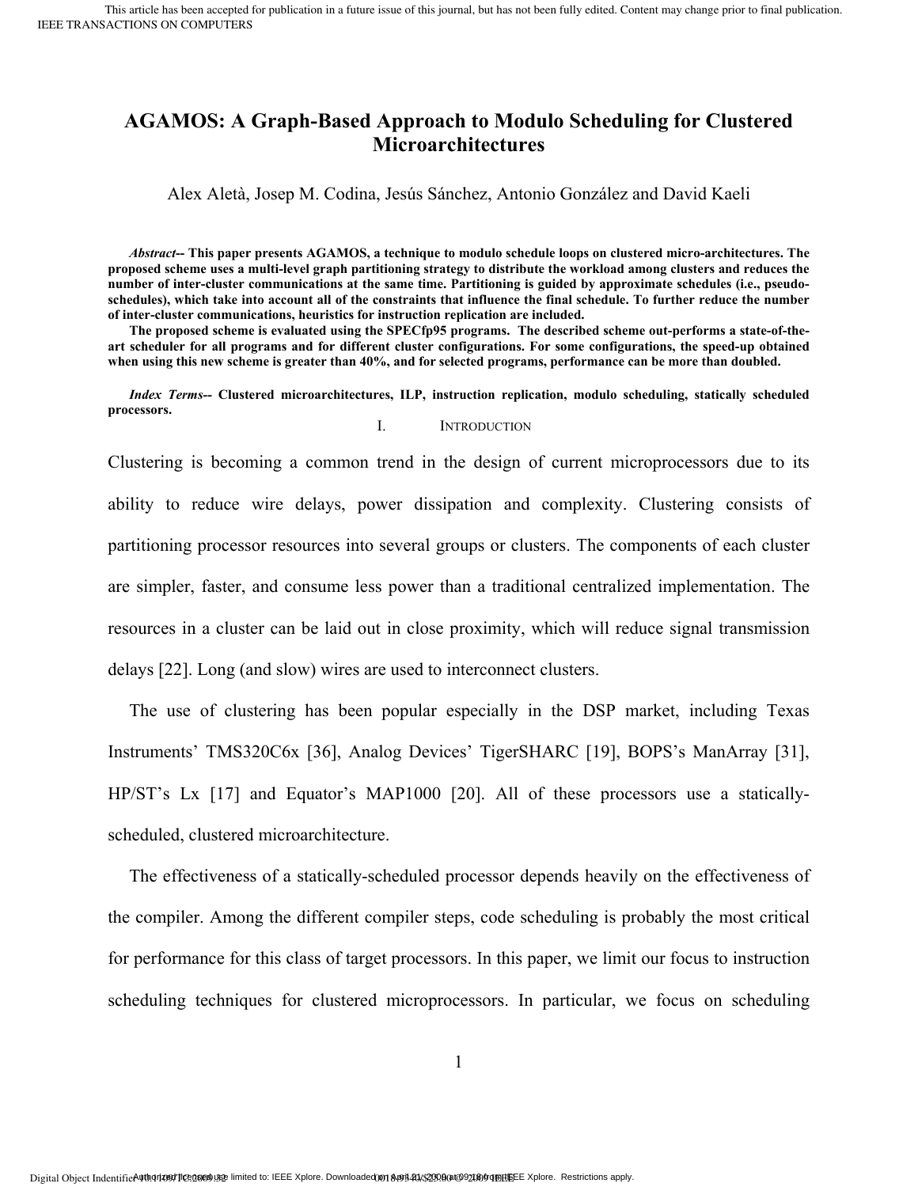# AGAMOS: A Graph-Based Approach to Modulo Scheduling for Clustered Microarchitectures

Alex Aletà, Josep M. Codina, Jesús Sánchez, Antonio González and David Kaeli

***Abstract*-- This paper presents AGAMOS, a technique to modulo schedule loops on clustered micro-architectures. The proposed scheme uses a multi-level graph partitioning strategy to distribute the workload among clusters and reduces the number of inter-cluster communications at the same time. Partitioning is guided by approximate schedules (i.e., pseudo-schedules), which take into account all of the constraints that influence the final schedule. To further reduce the number of inter-cluster communications, heuristics for instruction replication are included.**

**The proposed scheme is evaluated using the SPECfp95 programs. The described scheme out-performs a state-of-the-art scheduler for all programs and for different cluster configurations. For some configurations, the speed-up obtained when using this new scheme is greater than 40%, and for selected programs, performance can be more than doubled.**

***Index Terms*-- Clustered microarchitectures, ILP, instruction replication, modulo scheduling, statically scheduled processors.**

## I. Introduction

Clustering is becoming a common trend in the design of current microprocessors due to its ability to reduce wire delays, power dissipation and complexity. Clustering consists of partitioning processor resources into several groups or clusters. The components of each cluster are simpler, faster, and consume less power than a traditional centralized implementation. The resources in a cluster can be laid out in close proximity, which will reduce signal transmission delays [22]. Long (and slow) wires are used to interconnect clusters.

The use of clustering has been popular especially in the DSP market, including Texas Instruments' TMS320C6x [36], Analog Devices' TigerSHARC [19], BOPS's ManArray [31], HP/ST's Lx [17] and Equator's MAP1000 [20]. All of these processors use a statically-scheduled, clustered microarchitecture.

The effectiveness of a statically-scheduled processor depends heavily on the effectiveness of the compiler. Among the different compiler steps, code scheduling is probably the most critical for performance for this class of target processors. In this paper, we limit our focus to instruction scheduling techniques for clustered microprocessors. In particular, we focus on scheduling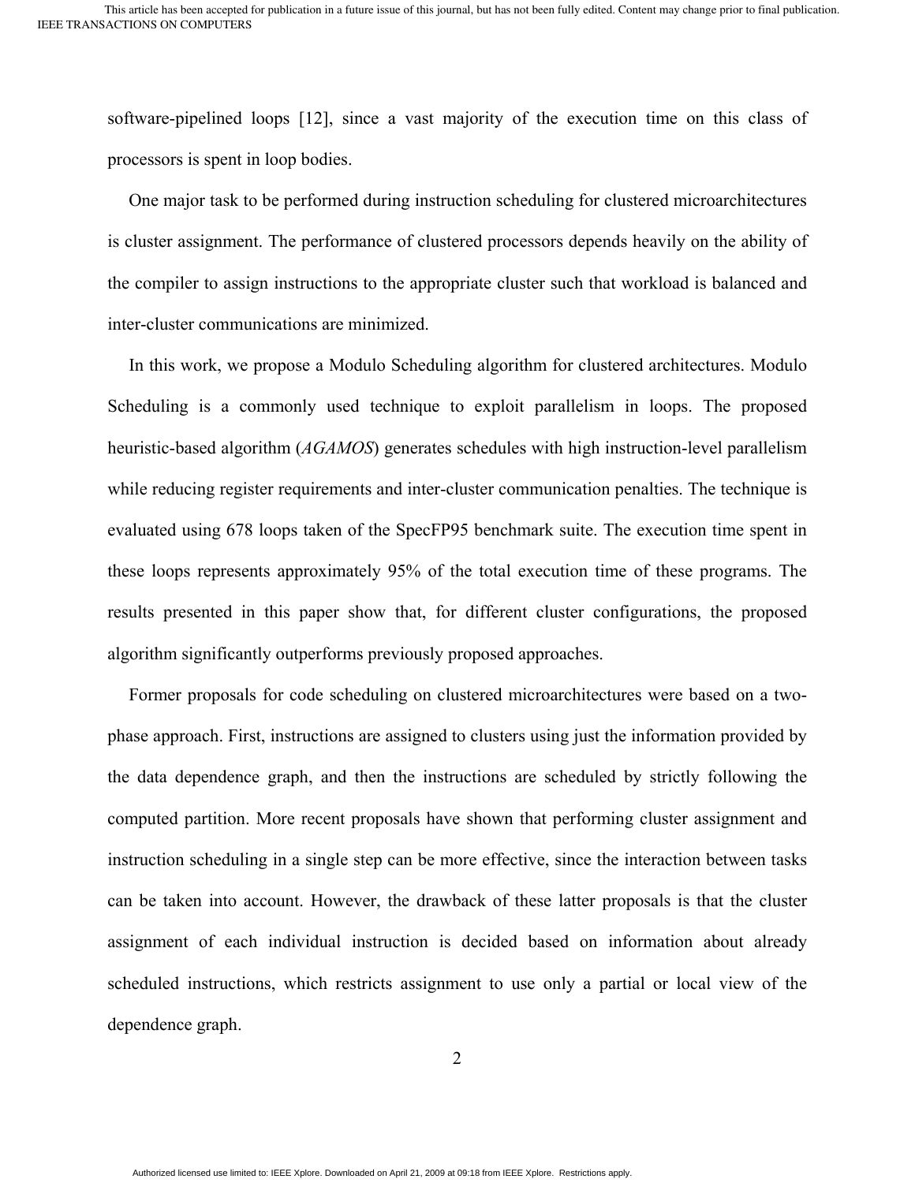software-pipelined loops [12], since a vast majority of the execution time on this class of processors is spent in loop bodies.

One major task to be performed during instruction scheduling for clustered microarchitectures is cluster assignment. The performance of clustered processors depends heavily on the ability of the compiler to assign instructions to the appropriate cluster such that workload is balanced and inter-cluster communications are minimized.

In this work, we propose a Modulo Scheduling algorithm for clustered architectures. Modulo Scheduling is a commonly used technique to exploit parallelism in loops. The proposed heuristic-based algorithm (*AGAMOS*) generates schedules with high instruction-level parallelism while reducing register requirements and inter-cluster communication penalties. The technique is evaluated using 678 loops taken of the SpecFP95 benchmark suite. The execution time spent in these loops represents approximately 95% of the total execution time of these programs. The results presented in this paper show that, for different cluster configurations, the proposed algorithm significantly outperforms previously proposed approaches.

Former proposals for code scheduling on clustered microarchitectures were based on a two-phase approach. First, instructions are assigned to clusters using just the information provided by the data dependence graph, and then the instructions are scheduled by strictly following the computed partition. More recent proposals have shown that performing cluster assignment and instruction scheduling in a single step can be more effective, since the interaction between tasks can be taken into account. However, the drawback of these latter proposals is that the cluster assignment of each individual instruction is decided based on information about already scheduled instructions, which restricts assignment to use only a partial or local view of the dependence graph.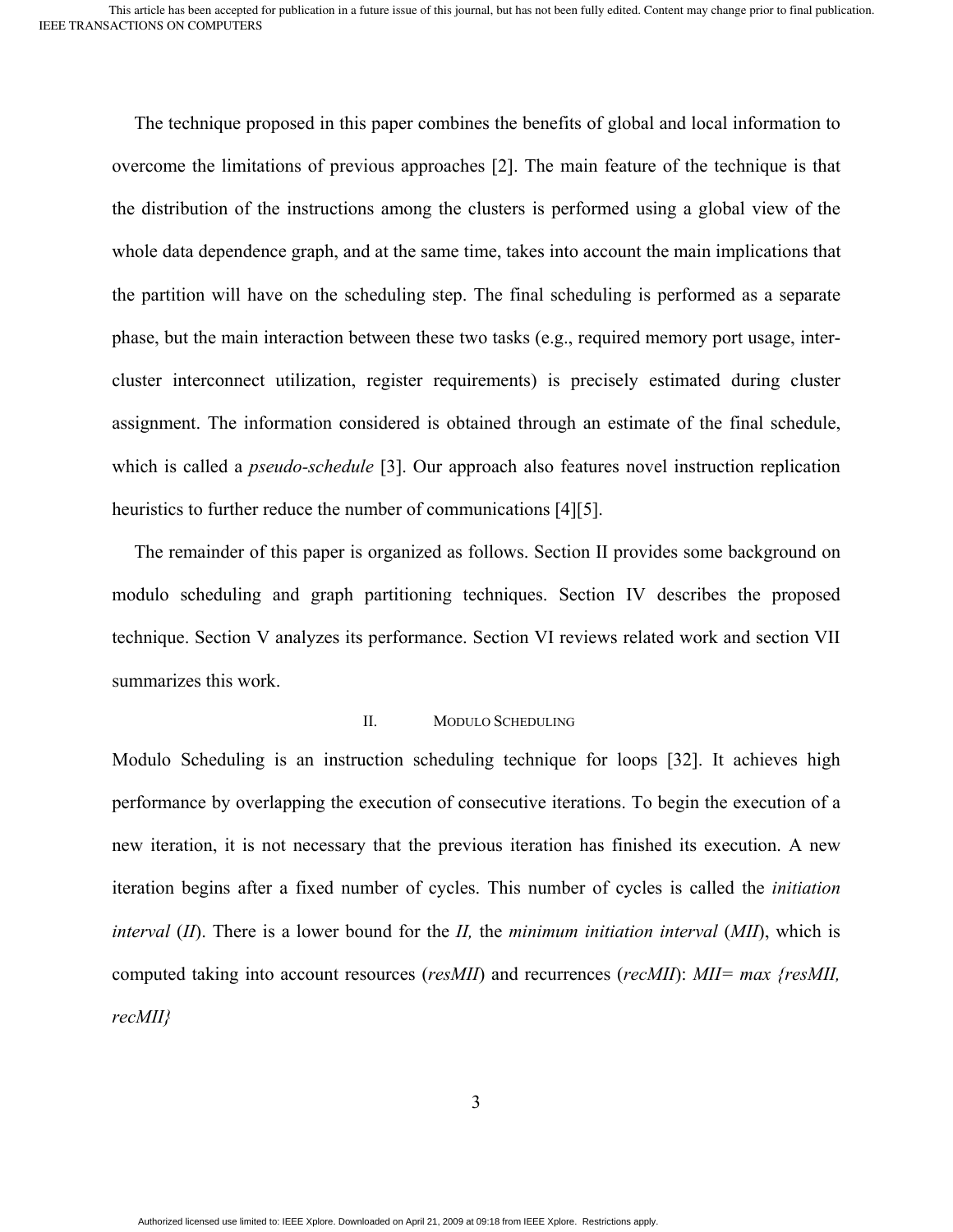The technique proposed in this paper combines the benefits of global and local information to overcome the limitations of previous approaches [2]. The main feature of the technique is that the distribution of the instructions among the clusters is performed using a global view of the whole data dependence graph, and at the same time, takes into account the main implications that the partition will have on the scheduling step. The final scheduling is performed as a separate phase, but the main interaction between these two tasks (e.g., required memory port usage, inter-cluster interconnect utilization, register requirements) is precisely estimated during cluster assignment. The information considered is obtained through an estimate of the final schedule, which is called a *pseudo-schedule* [3]. Our approach also features novel instruction replication heuristics to further reduce the number of communications [4][5].

The remainder of this paper is organized as follows. Section II provides some background on modulo scheduling and graph partitioning techniques. Section IV describes the proposed technique. Section V analyzes its performance. Section VI reviews related work and section VII summarizes this work.

## II. MODULO SCHEDULING

Modulo Scheduling is an instruction scheduling technique for loops [32]. It achieves high performance by overlapping the execution of consecutive iterations. To begin the execution of a new iteration, it is not necessary that the previous iteration has finished its execution. A new iteration begins after a fixed number of cycles. This number of cycles is called the *initiation interval* (*II*). There is a lower bound for the *II,* the *minimum initiation interval* (*MII*), which is computed taking into account resources (*resMII*) and recurrences (*recMII*): *MII= max {resMII, recMII}*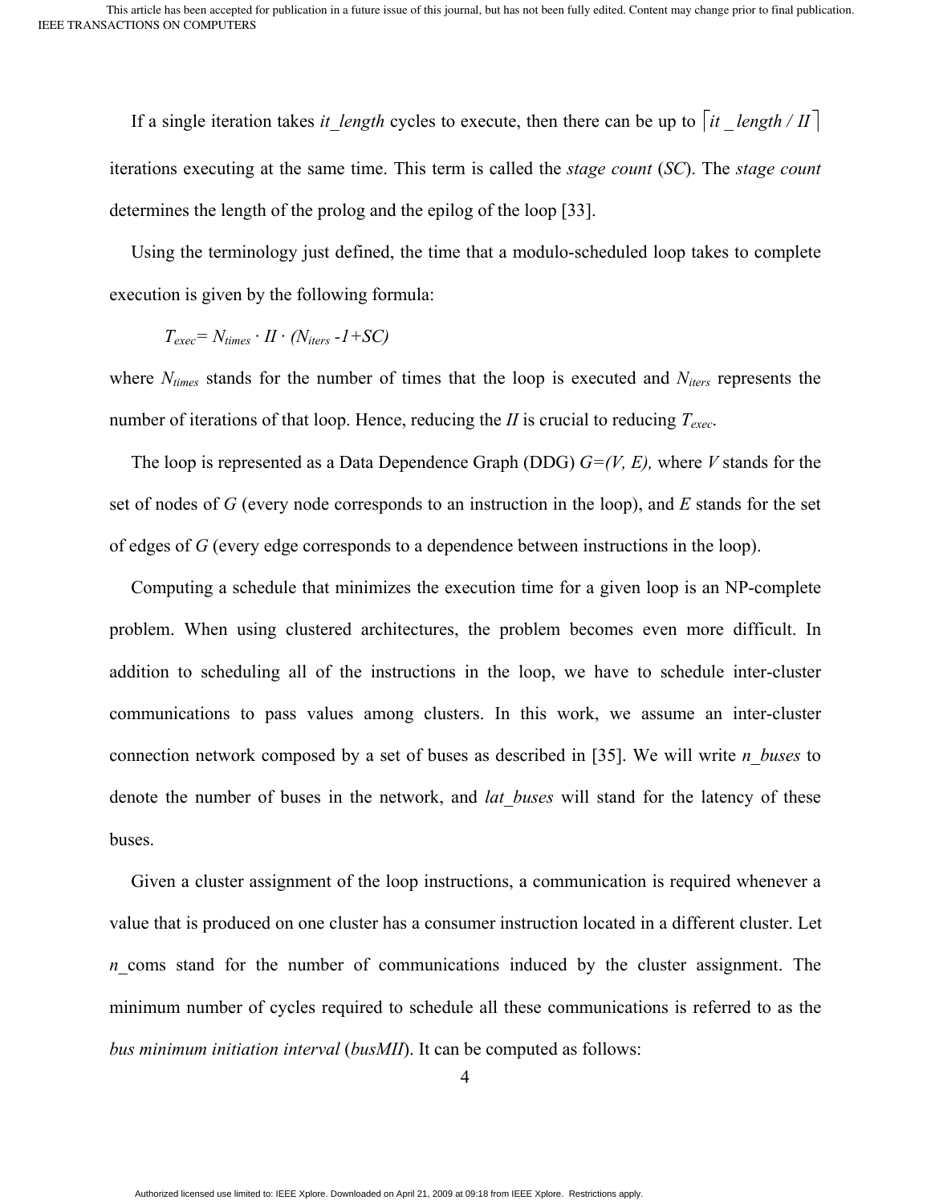If a single iteration takes *it_length* cycles to execute, then there can be up to $\lceil it\_length / II \rceil$ iterations executing at the same time. This term is called the *stage count* (*SC*). The *stage count* determines the length of the prolog and the epilog of the loop [33].

Using the terminology just defined, the time that a modulo-scheduled loop takes to complete execution is given by the following formula:

$$T_{exec} = N_{times} \cdot II \cdot (N_{iters} - 1 + SC)$$

where $N_{times}$ stands for the number of times that the loop is executed and $N_{iters}$ represents the number of iterations of that loop. Hence, reducing the *II* is crucial to reducing $T_{exec}$.

The loop is represented as a Data Dependence Graph (DDG) $G=(V, E)$, where *V* stands for the set of nodes of *G* (every node corresponds to an instruction in the loop), and *E* stands for the set of edges of *G* (every edge corresponds to a dependence between instructions in the loop).

Computing a schedule that minimizes the execution time for a given loop is an NP-complete problem. When using clustered architectures, the problem becomes even more difficult. In addition to scheduling all of the instructions in the loop, we have to schedule inter-cluster communications to pass values among clusters. In this work, we assume an inter-cluster connection network composed by a set of buses as described in [35]. We will write *n_buses* to denote the number of buses in the network, and *lat_buses* will stand for the latency of these buses.

Given a cluster assignment of the loop instructions, a communication is required whenever a value that is produced on one cluster has a consumer instruction located in a different cluster. Let *n*_coms stand for the number of communications induced by the cluster assignment. The minimum number of cycles required to schedule all these communications is referred to as the *bus minimum initiation interval* (*busMII*). It can be computed as follows: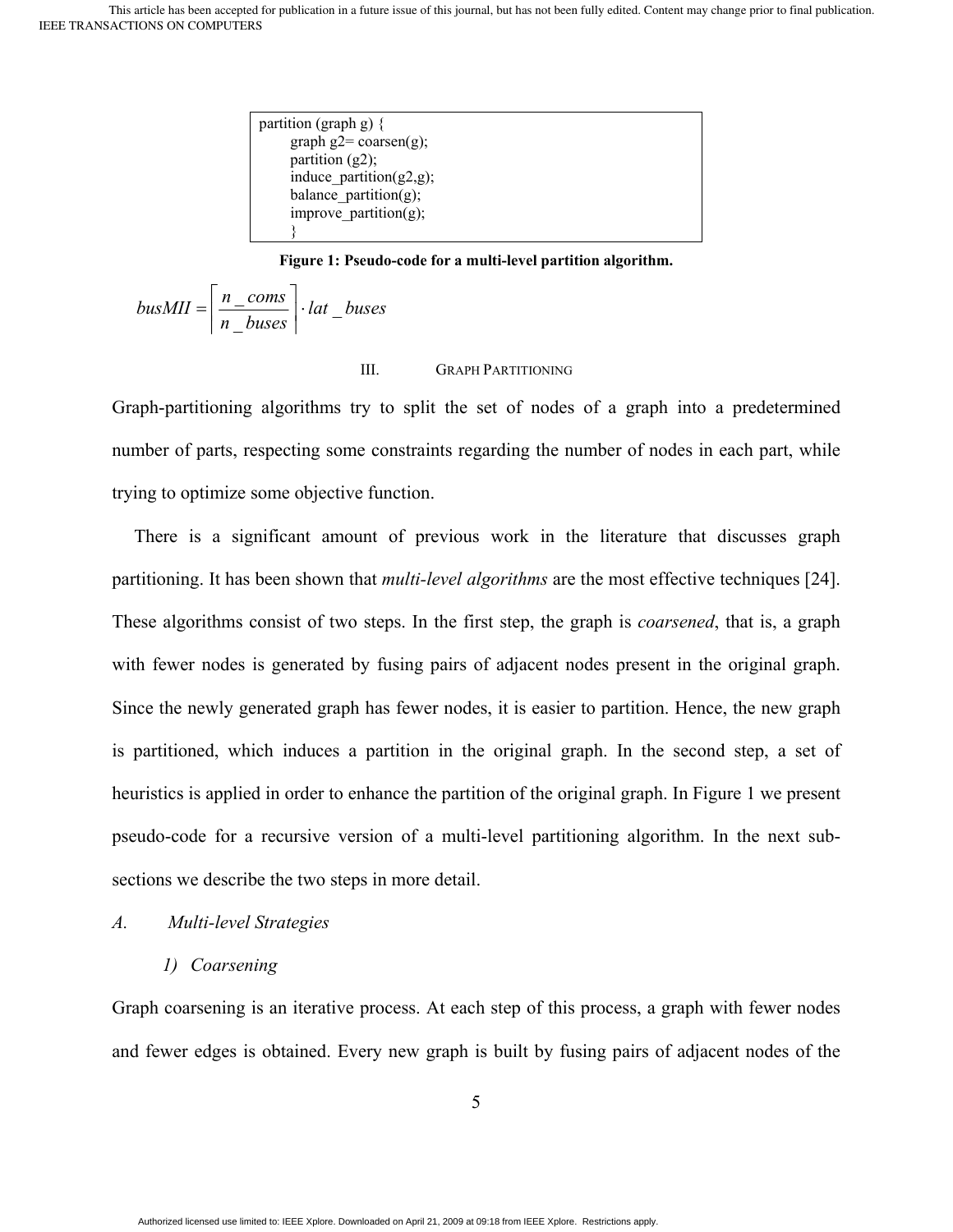```
partition (graph g) {
        graph g2= coarsen(g);
        partition (g2);
        induce_partition(g2,g);
        balance_partition(g);
        improve_partition(g);
        }
```

**Figure 1: Pseudo-code for a multi-level partition algorithm.**

$$busMII = \left\lceil \frac{n\_coms}{n\_buses} \right\rceil \cdot lat\_buses$$

## III. Graph Partitioning

Graph-partitioning algorithms try to split the set of nodes of a graph into a predetermined number of parts, respecting some constraints regarding the number of nodes in each part, while trying to optimize some objective function.

There is a significant amount of previous work in the literature that discusses graph partitioning. It has been shown that *multi-level algorithms* are the most effective techniques [24]. These algorithms consist of two steps. In the first step, the graph is *coarsened*, that is, a graph with fewer nodes is generated by fusing pairs of adjacent nodes present in the original graph. Since the newly generated graph has fewer nodes, it is easier to partition. Hence, the new graph is partitioned, which induces a partition in the original graph. In the second step, a set of heuristics is applied in order to enhance the partition of the original graph. In Figure 1 we present pseudo-code for a recursive version of a multi-level partitioning algorithm. In the next sub-sections we describe the two steps in more detail.

### A. Multi-level Strategies

#### 1) Coarsening

Graph coarsening is an iterative process. At each step of this process, a graph with fewer nodes and fewer edges is obtained. Every new graph is built by fusing pairs of adjacent nodes of the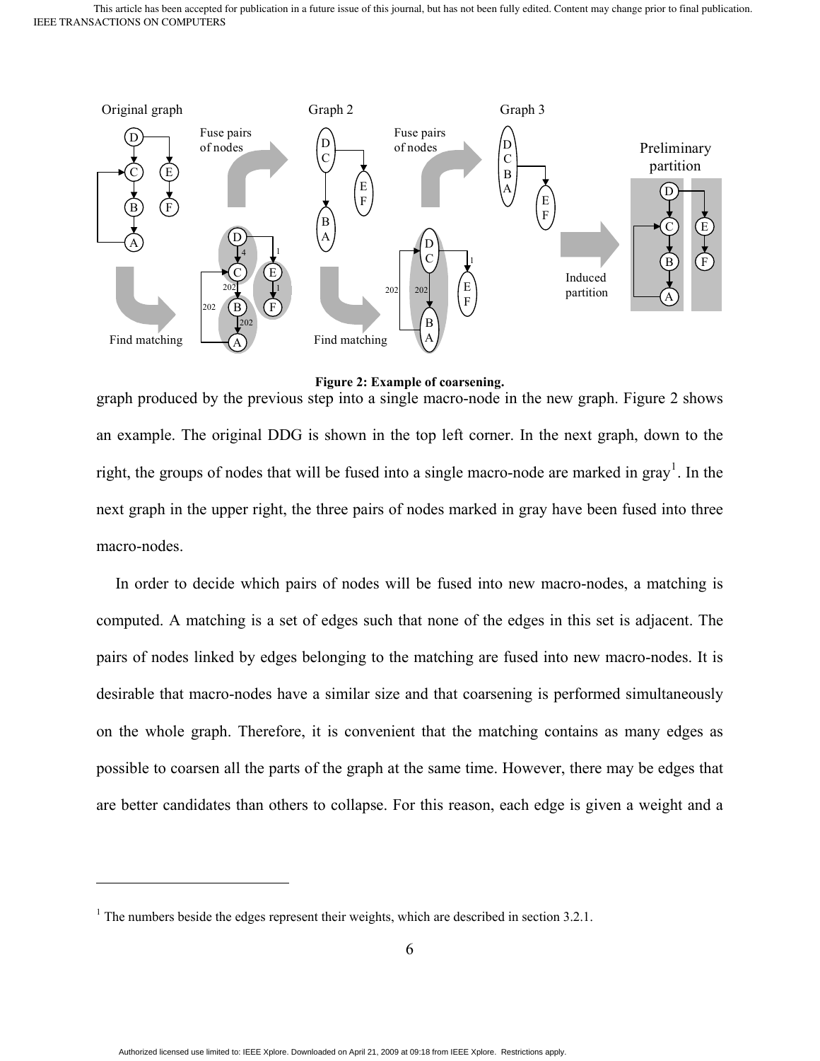**Figure 2: Example of coarsening.**

graph produced by the previous step into a single macro-node in the new graph. Figure 2 shows an example. The original DDG is shown in the top left corner. In the next graph, down to the right, the groups of nodes that will be fused into a single macro-node are marked in gray[1]. In the next graph in the upper right, the three pairs of nodes marked in gray have been fused into three macro-nodes.

In order to decide which pairs of nodes will be fused into new macro-nodes, a matching is computed. A matching is a set of edges such that none of the edges in this set is adjacent. The pairs of nodes linked by edges belonging to the matching are fused into new macro-nodes. It is desirable that macro-nodes have a similar size and that coarsening is performed simultaneously on the whole graph. Therefore, it is convenient that the matching contains as many edges as possible to coarsen all the parts of the graph at the same time. However, there may be edges that are better candidates than others to collapse. For this reason, each edge is given a weight and a

---

[1] The numbers beside the edges represent their weights, which are described in section 3.2.1.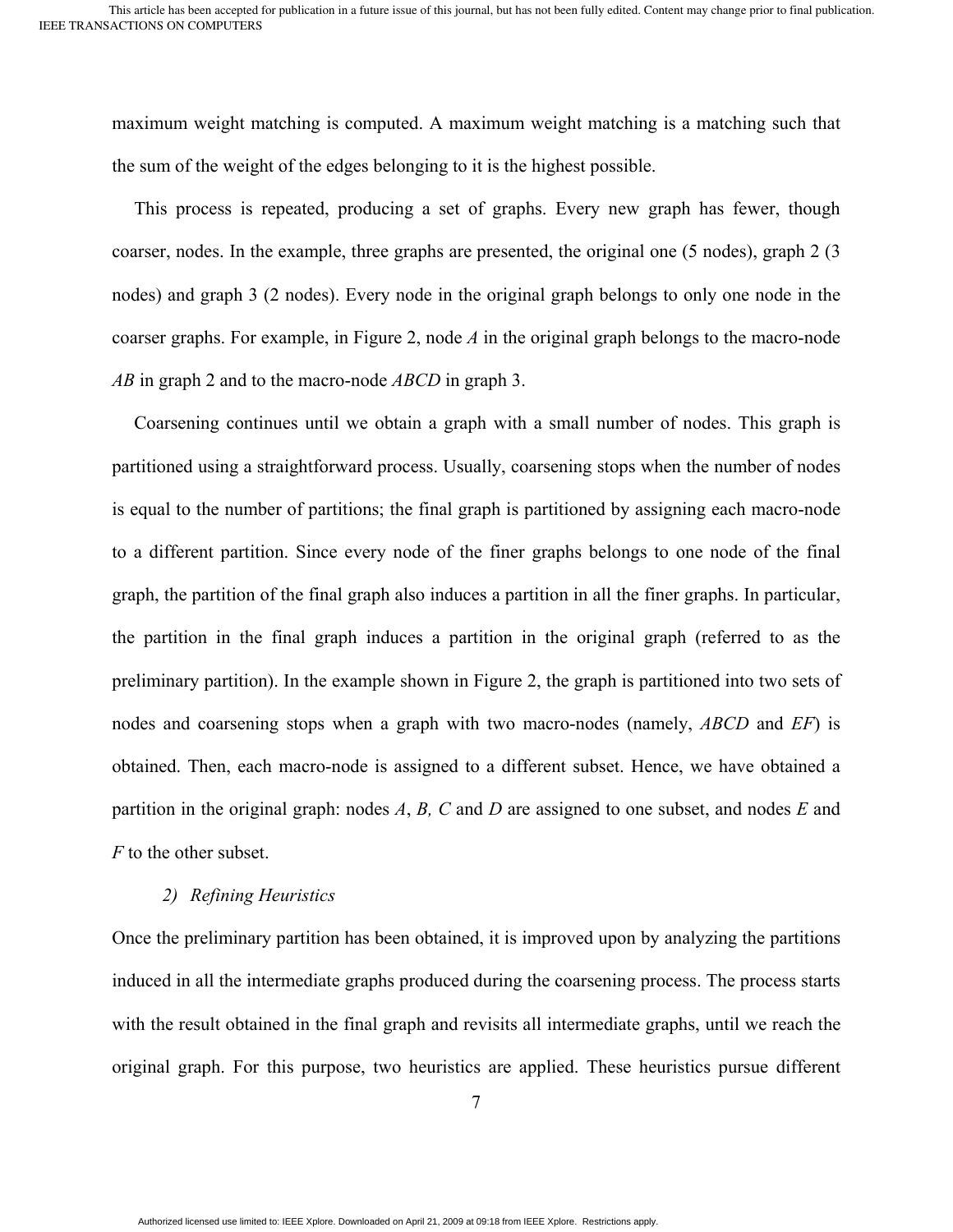maximum weight matching is computed. A maximum weight matching is a matching such that the sum of the weight of the edges belonging to it is the highest possible.

This process is repeated, producing a set of graphs. Every new graph has fewer, though coarser, nodes. In the example, three graphs are presented, the original one (5 nodes), graph 2 (3 nodes) and graph 3 (2 nodes). Every node in the original graph belongs to only one node in the coarser graphs. For example, in Figure 2, node *A* in the original graph belongs to the macro-node *AB* in graph 2 and to the macro-node *ABCD* in graph 3.

Coarsening continues until we obtain a graph with a small number of nodes. This graph is partitioned using a straightforward process. Usually, coarsening stops when the number of nodes is equal to the number of partitions; the final graph is partitioned by assigning each macro-node to a different partition. Since every node of the finer graphs belongs to one node of the final graph, the partition of the final graph also induces a partition in all the finer graphs. In particular, the partition in the final graph induces a partition in the original graph (referred to as the preliminary partition). In the example shown in Figure 2, the graph is partitioned into two sets of nodes and coarsening stops when a graph with two macro-nodes (namely, *ABCD* and *EF*) is obtained. Then, each macro-node is assigned to a different subset. Hence, we have obtained a partition in the original graph: nodes *A*, *B, C* and *D* are assigned to one subset, and nodes *E* and *F* to the other subset.

#### 2) *Refining Heuristics*

Once the preliminary partition has been obtained, it is improved upon by analyzing the partitions induced in all the intermediate graphs produced during the coarsening process. The process starts with the result obtained in the final graph and revisits all intermediate graphs, until we reach the original graph. For this purpose, two heuristics are applied. These heuristics pursue different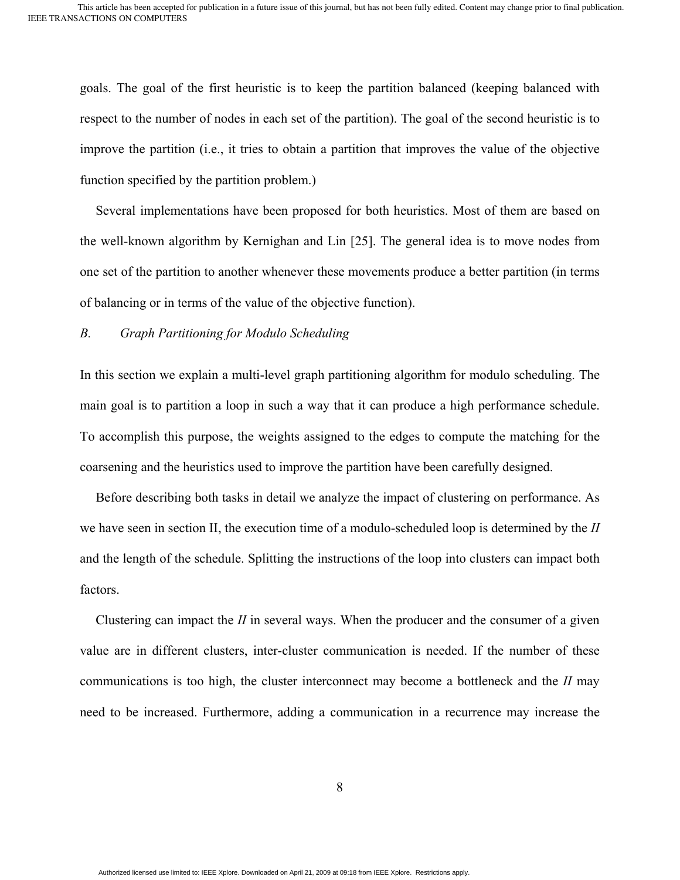goals. The goal of the first heuristic is to keep the partition balanced (keeping balanced with respect to the number of nodes in each set of the partition). The goal of the second heuristic is to improve the partition (i.e., it tries to obtain a partition that improves the value of the objective function specified by the partition problem.)

Several implementations have been proposed for both heuristics. Most of them are based on the well-known algorithm by Kernighan and Lin [25]. The general idea is to move nodes from one set of the partition to another whenever these movements produce a better partition (in terms of balancing or in terms of the value of the objective function).

### *B. Graph Partitioning for Modulo Scheduling*

In this section we explain a multi-level graph partitioning algorithm for modulo scheduling. The main goal is to partition a loop in such a way that it can produce a high performance schedule. To accomplish this purpose, the weights assigned to the edges to compute the matching for the coarsening and the heuristics used to improve the partition have been carefully designed.

Before describing both tasks in detail we analyze the impact of clustering on performance. As we have seen in section II, the execution time of a modulo-scheduled loop is determined by the *II* and the length of the schedule. Splitting the instructions of the loop into clusters can impact both factors.

Clustering can impact the *II* in several ways. When the producer and the consumer of a given value are in different clusters, inter-cluster communication is needed. If the number of these communications is too high, the cluster interconnect may become a bottleneck and the *II* may need to be increased. Furthermore, adding a communication in a recurrence may increase the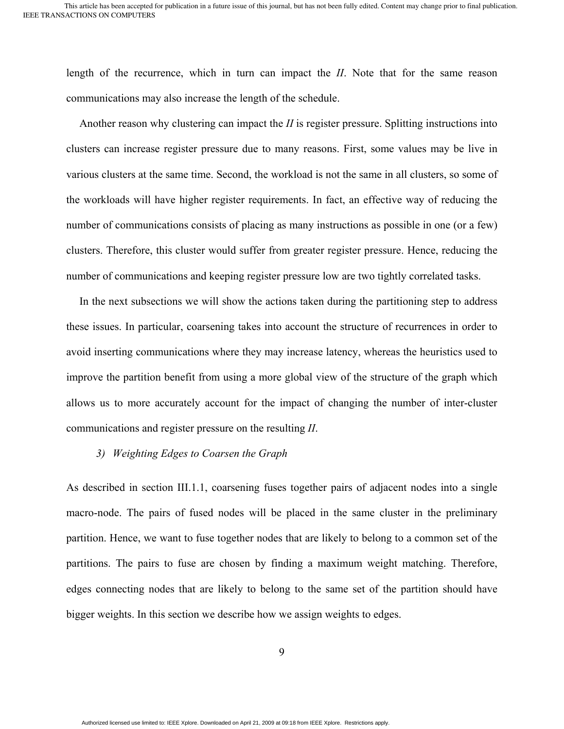length of the recurrence, which in turn can impact the *II*. Note that for the same reason communications may also increase the length of the schedule.

Another reason why clustering can impact the *II* is register pressure. Splitting instructions into clusters can increase register pressure due to many reasons. First, some values may be live in various clusters at the same time. Second, the workload is not the same in all clusters, so some of the workloads will have higher register requirements. In fact, an effective way of reducing the number of communications consists of placing as many instructions as possible in one (or a few) clusters. Therefore, this cluster would suffer from greater register pressure. Hence, reducing the number of communications and keeping register pressure low are two tightly correlated tasks.

In the next subsections we will show the actions taken during the partitioning step to address these issues. In particular, coarsening takes into account the structure of recurrences in order to avoid inserting communications where they may increase latency, whereas the heuristics used to improve the partition benefit from using a more global view of the structure of the graph which allows us to more accurately account for the impact of changing the number of inter-cluster communications and register pressure on the resulting *II*.

### *3) Weighting Edges to Coarsen the Graph*

As described in section III.1.1, coarsening fuses together pairs of adjacent nodes into a single macro-node. The pairs of fused nodes will be placed in the same cluster in the preliminary partition. Hence, we want to fuse together nodes that are likely to belong to a common set of the partitions. The pairs to fuse are chosen by finding a maximum weight matching. Therefore, edges connecting nodes that are likely to belong to the same set of the partition should have bigger weights. In this section we describe how we assign weights to edges.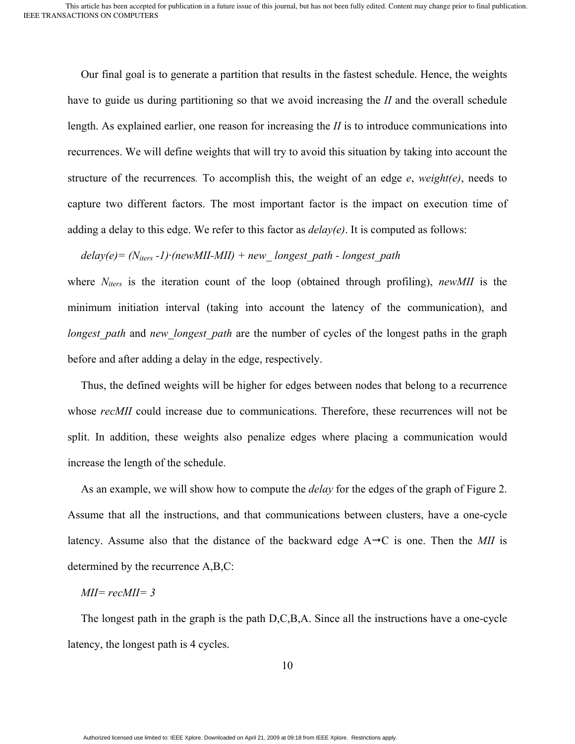Our final goal is to generate a partition that results in the fastest schedule. Hence, the weights have to guide us during partitioning so that we avoid increasing the *II* and the overall schedule length. As explained earlier, one reason for increasing the *II* is to introduce communications into recurrences. We will define weights that will try to avoid this situation by taking into account the structure of the recurrences. To accomplish this, the weight of an edge *e*, *weight(e)*, needs to capture two different factors. The most important factor is the impact on execution time of adding a delay to this edge. We refer to this factor as *delay(e)*. It is computed as follows:

$$delay(e) = (N_{iters} - 1) \cdot (newMII - MII) + new\_longest\_path - longest\_path$$

where $N_{iters}$ is the iteration count of the loop (obtained through profiling), *newMII* is the minimum initiation interval (taking into account the latency of the communication), and *longest_path* and *new_longest_path* are the number of cycles of the longest paths in the graph before and after adding a delay in the edge, respectively.

Thus, the defined weights will be higher for edges between nodes that belong to a recurrence whose *recMII* could increase due to communications. Therefore, these recurrences will not be split. In addition, these weights also penalize edges where placing a communication would increase the length of the schedule.

As an example, we will show how to compute the *delay* for the edges of the graph of Figure 2. Assume that all the instructions, and that communications between clusters, have a one-cycle latency. Assume also that the distance of the backward edge A→C is one. Then the *MII* is determined by the recurrence A,B,C:

$$MII = recMII = 3$$

The longest path in the graph is the path D,C,B,A. Since all the instructions have a one-cycle latency, the longest path is 4 cycles.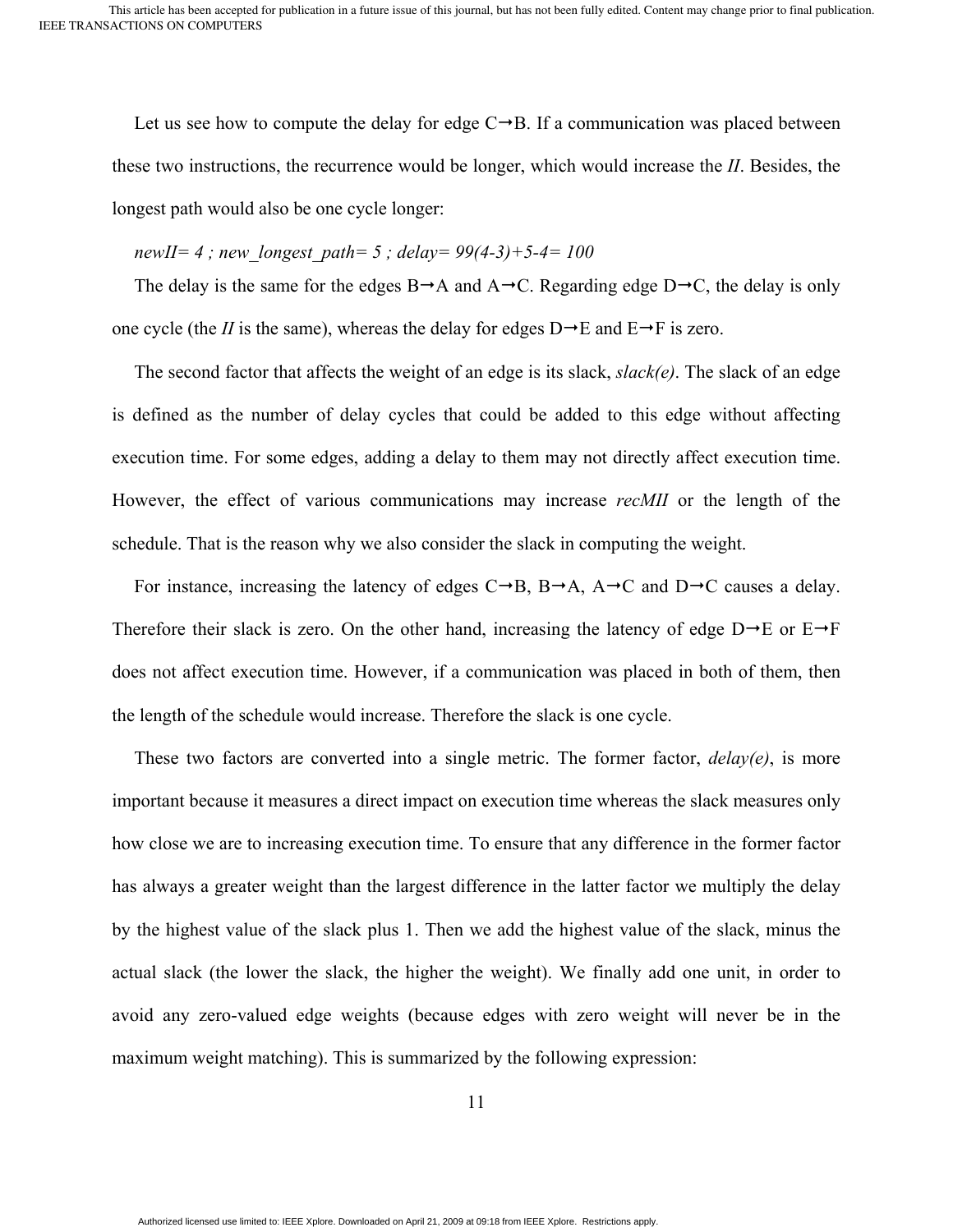Let us see how to compute the delay for edge C→B. If a communication was placed between these two instructions, the recurrence would be longer, which would increase the *II*. Besides, the longest path would also be one cycle longer:

*newII= 4 ; new_longest_path= 5 ; delay= 99(4-3)+5-4= 100*

The delay is the same for the edges B→A and A→C. Regarding edge D→C, the delay is only one cycle (the *II* is the same), whereas the delay for edges D→E and E→F is zero.

The second factor that affects the weight of an edge is its slack, *slack(e)*. The slack of an edge is defined as the number of delay cycles that could be added to this edge without affecting execution time. For some edges, adding a delay to them may not directly affect execution time. However, the effect of various communications may increase *recMII* or the length of the schedule. That is the reason why we also consider the slack in computing the weight.

For instance, increasing the latency of edges C→B, B→A, A→C and D→C causes a delay. Therefore their slack is zero. On the other hand, increasing the latency of edge D→E or E→F does not affect execution time. However, if a communication was placed in both of them, then the length of the schedule would increase. Therefore the slack is one cycle.

These two factors are converted into a single metric. The former factor, *delay(e)*, is more important because it measures a direct impact on execution time whereas the slack measures only how close we are to increasing execution time. To ensure that any difference in the former factor has always a greater weight than the largest difference in the latter factor we multiply the delay by the highest value of the slack plus 1. Then we add the highest value of the slack, minus the actual slack (the lower the slack, the higher the weight). We finally add one unit, in order to avoid any zero-valued edge weights (because edges with zero weight will never be in the maximum weight matching). This is summarized by the following expression: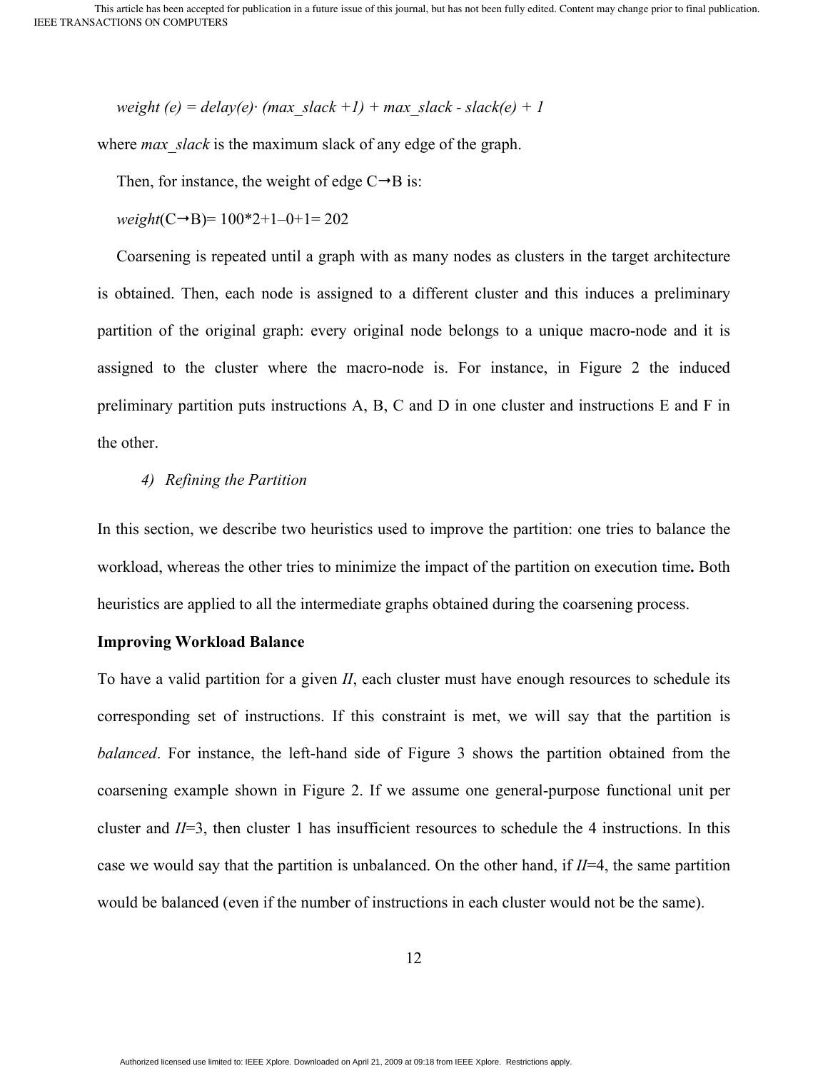$$weight(e) = delay(e) \cdot (max\_slack + 1) + max\_slack - slack(e) + 1$$

where *max_slack* is the maximum slack of any edge of the graph.

Then, for instance, the weight of edge C→B is:

*weight*(C→B)= 100*2+1–0+1= 202

Coarsening is repeated until a graph with as many nodes as clusters in the target architecture is obtained. Then, each node is assigned to a different cluster and this induces a preliminary partition of the original graph: every original node belongs to a unique macro-node and it is assigned to the cluster where the macro-node is. For instance, in Figure 2 the induced preliminary partition puts instructions A, B, C and D in one cluster and instructions E and F in the other.

#### 4) *Refining the Partition*

In this section, we describe two heuristics used to improve the partition: one tries to balance the workload, whereas the other tries to minimize the impact of the partition on execution time**.** Both heuristics are applied to all the intermediate graphs obtained during the coarsening process.

**Improving Workload Balance**

To have a valid partition for a given *II*, each cluster must have enough resources to schedule its corresponding set of instructions. If this constraint is met, we will say that the partition is *balanced*. For instance, the left-hand side of Figure 3 shows the partition obtained from the coarsening example shown in Figure 2. If we assume one general-purpose functional unit per cluster and *II*=3, then cluster 1 has insufficient resources to schedule the 4 instructions. In this case we would say that the partition is unbalanced. On the other hand, if *II*=4, the same partition would be balanced (even if the number of instructions in each cluster would not be the same).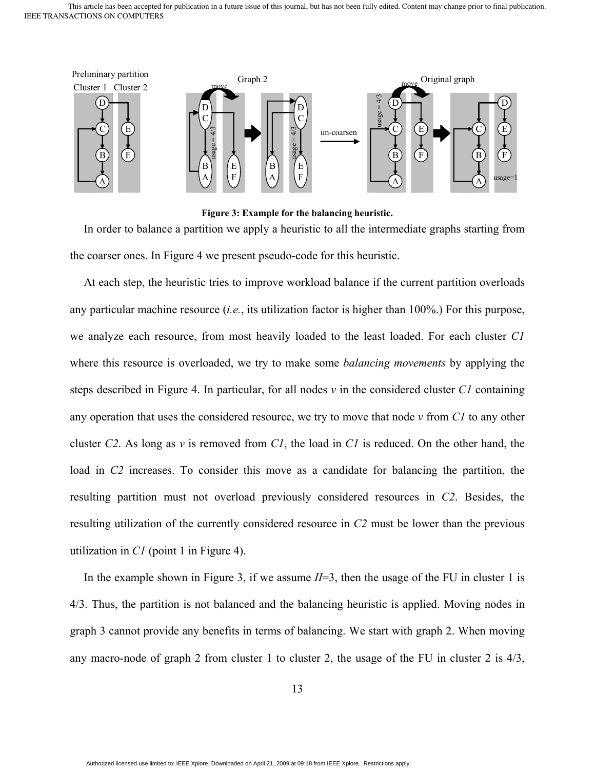**Figure 3: Example for the balancing heuristic.**

In order to balance a partition we apply a heuristic to all the intermediate graphs starting from the coarser ones. In Figure 4 we present pseudo-code for this heuristic.

At each step, the heuristic tries to improve workload balance if the current partition overloads any particular machine resource (*i.e.*, its utilization factor is higher than 100%.) For this purpose, we analyze each resource, from most heavily loaded to the least loaded. For each cluster *C1* where this resource is overloaded, we try to make some *balancing movements* by applying the steps described in Figure 4. In particular, for all nodes *v* in the considered cluster *C1* containing any operation that uses the considered resource, we try to move that node *v* from *C1* to any other cluster *C2*. As long as *v* is removed from *C1*, the load in *C1* is reduced. On the other hand, the load in *C2* increases. To consider this move as a candidate for balancing the partition, the resulting partition must not overload previously considered resources in *C2*. Besides, the resulting utilization of the currently considered resource in *C2* must be lower than the previous utilization in *C1* (point 1 in Figure 4).

In the example shown in Figure 3, if we assume *II*=3, then the usage of the FU in cluster 1 is 4/3. Thus, the partition is not balanced and the balancing heuristic is applied. Moving nodes in graph 3 cannot provide any benefits in terms of balancing. We start with graph 2. When moving any macro-node of graph 2 from cluster 1 to cluster 2, the usage of the FU in cluster 2 is 4/3,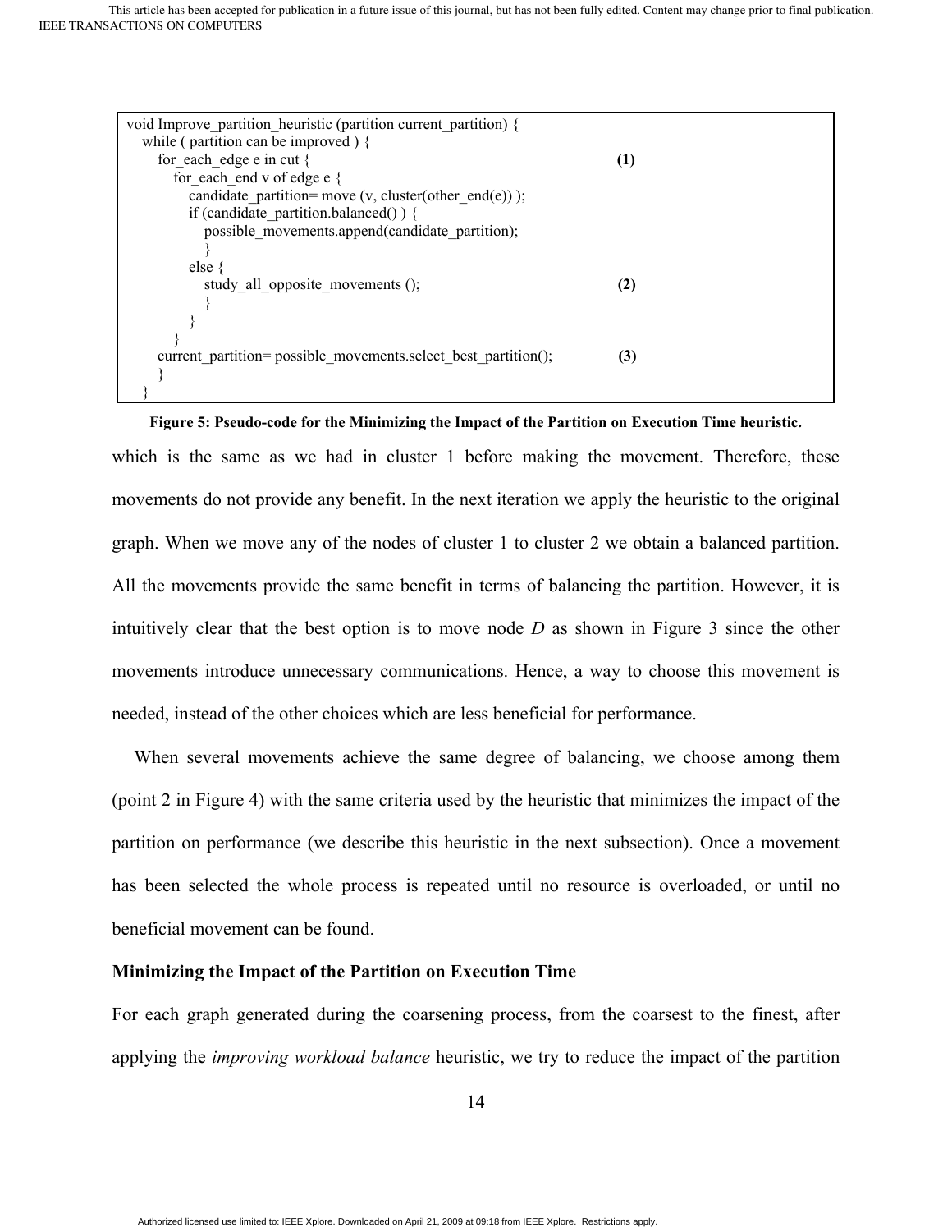```
void Improve_partition_heuristic (partition current_partition) {
  while ( partition can be improved ) {
    for_each_edge e in cut {                                              (1)
      for_each_end v of edge e {
        candidate_partition= move (v, cluster(other_end(e)) );
        if (candidate_partition.balanced() ) {
          possible_movements.append(candidate_partition);
          }
        else {
          study_all_opposite_movements ();                                (2)
          }
        }
      }
    current_partition= possible_movements.select_best_partition();        (3)
    }
  }
```

**Figure 5: Pseudo-code for the Minimizing the Impact of the Partition on Execution Time heuristic.**

which is the same as we had in cluster 1 before making the movement. Therefore, these movements do not provide any benefit. In the next iteration we apply the heuristic to the original graph. When we move any of the nodes of cluster 1 to cluster 2 we obtain a balanced partition. All the movements provide the same benefit in terms of balancing the partition. However, it is intuitively clear that the best option is to move node *D* as shown in Figure 3 since the other movements introduce unnecessary communications. Hence, a way to choose this movement is needed, instead of the other choices which are less beneficial for performance.

When several movements achieve the same degree of balancing, we choose among them (point 2 in Figure 4) with the same criteria used by the heuristic that minimizes the impact of the partition on performance (we describe this heuristic in the next subsection). Once a movement has been selected the whole process is repeated until no resource is overloaded, or until no beneficial movement can be found.

### Minimizing the Impact of the Partition on Execution Time

For each graph generated during the coarsening process, from the coarsest to the finest, after applying the *improving workload balance* heuristic, we try to reduce the impact of the partition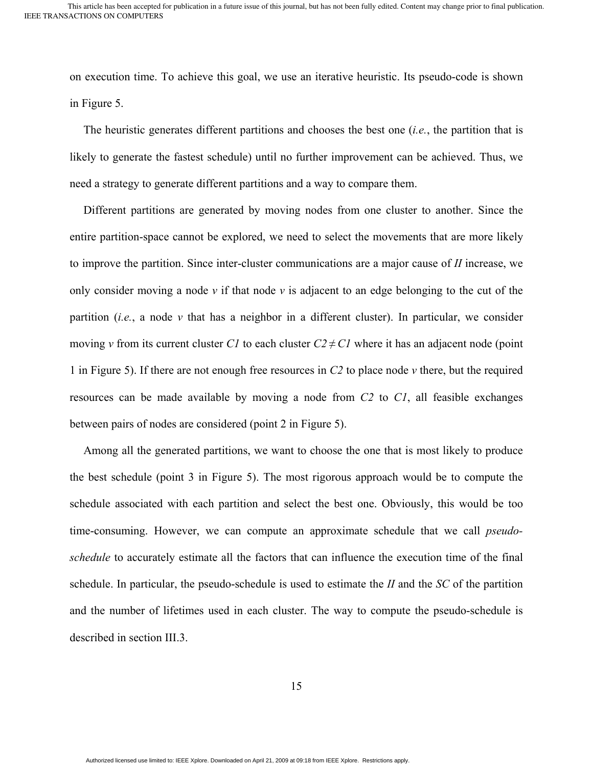on execution time. To achieve this goal, we use an iterative heuristic. Its pseudo-code is shown in Figure 5.

The heuristic generates different partitions and chooses the best one (*i.e.*, the partition that is likely to generate the fastest schedule) until no further improvement can be achieved. Thus, we need a strategy to generate different partitions and a way to compare them.

Different partitions are generated by moving nodes from one cluster to another. Since the entire partition-space cannot be explored, we need to select the movements that are more likely to improve the partition. Since inter-cluster communications are a major cause of *II* increase, we only consider moving a node *v* if that node *v* is adjacent to an edge belonging to the cut of the partition (*i.e.*, a node *v* that has a neighbor in a different cluster). In particular, we consider moving *v* from its current cluster *C1* to each cluster $C2 \neq C1$ where it has an adjacent node (point 1 in Figure 5). If there are not enough free resources in *C2* to place node *v* there, but the required resources can be made available by moving a node from *C2* to *C1*, all feasible exchanges between pairs of nodes are considered (point 2 in Figure 5).

Among all the generated partitions, we want to choose the one that is most likely to produce the best schedule (point 3 in Figure 5). The most rigorous approach would be to compute the schedule associated with each partition and select the best one. Obviously, this would be too time-consuming. However, we can compute an approximate schedule that we call *pseudo-schedule* to accurately estimate all the factors that can influence the execution time of the final schedule. In particular, the pseudo-schedule is used to estimate the *II* and the *SC* of the partition and the number of lifetimes used in each cluster. The way to compute the pseudo-schedule is described in section III.3.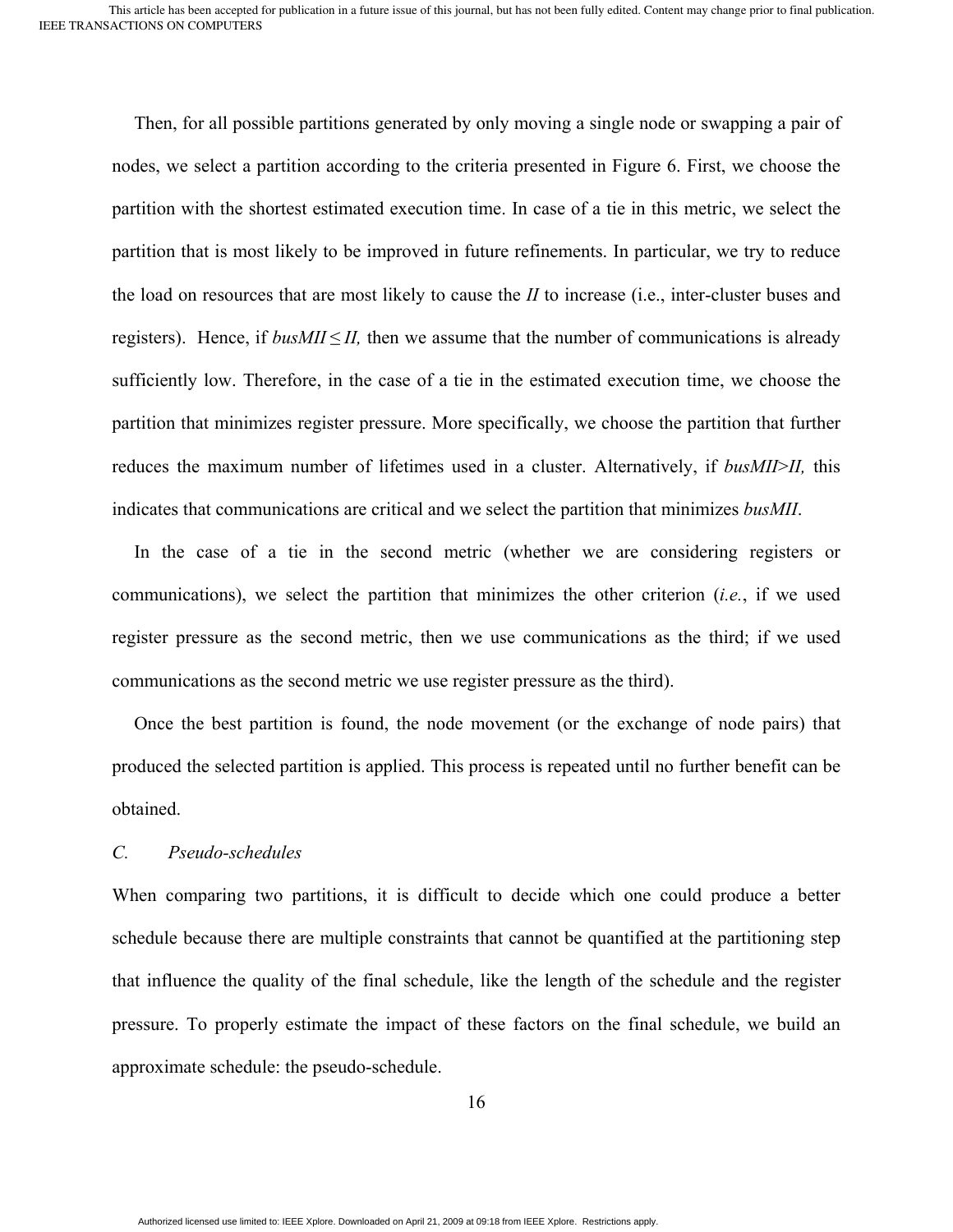Then, for all possible partitions generated by only moving a single node or swapping a pair of nodes, we select a partition according to the criteria presented in Figure 6. First, we choose the partition with the shortest estimated execution time. In case of a tie in this metric, we select the partition that is most likely to be improved in future refinements. In particular, we try to reduce the load on resources that are most likely to cause the *II* to increase (i.e., inter-cluster buses and registers). Hence, if $busMII \leq II$, then we assume that the number of communications is already sufficiently low. Therefore, in the case of a tie in the estimated execution time, we choose the partition that minimizes register pressure. More specifically, we choose the partition that further reduces the maximum number of lifetimes used in a cluster. Alternatively, if $busMII > II$, this indicates that communications are critical and we select the partition that minimizes *busMII*.

In the case of a tie in the second metric (whether we are considering registers or communications), we select the partition that minimizes the other criterion (*i.e.*, if we used register pressure as the second metric, then we use communications as the third; if we used communications as the second metric we use register pressure as the third).

Once the best partition is found, the node movement (or the exchange of node pairs) that produced the selected partition is applied. This process is repeated until no further benefit can be obtained.

### *C. Pseudo-schedules*

When comparing two partitions, it is difficult to decide which one could produce a better schedule because there are multiple constraints that cannot be quantified at the partitioning step that influence the quality of the final schedule, like the length of the schedule and the register pressure. To properly estimate the impact of these factors on the final schedule, we build an approximate schedule: the pseudo-schedule.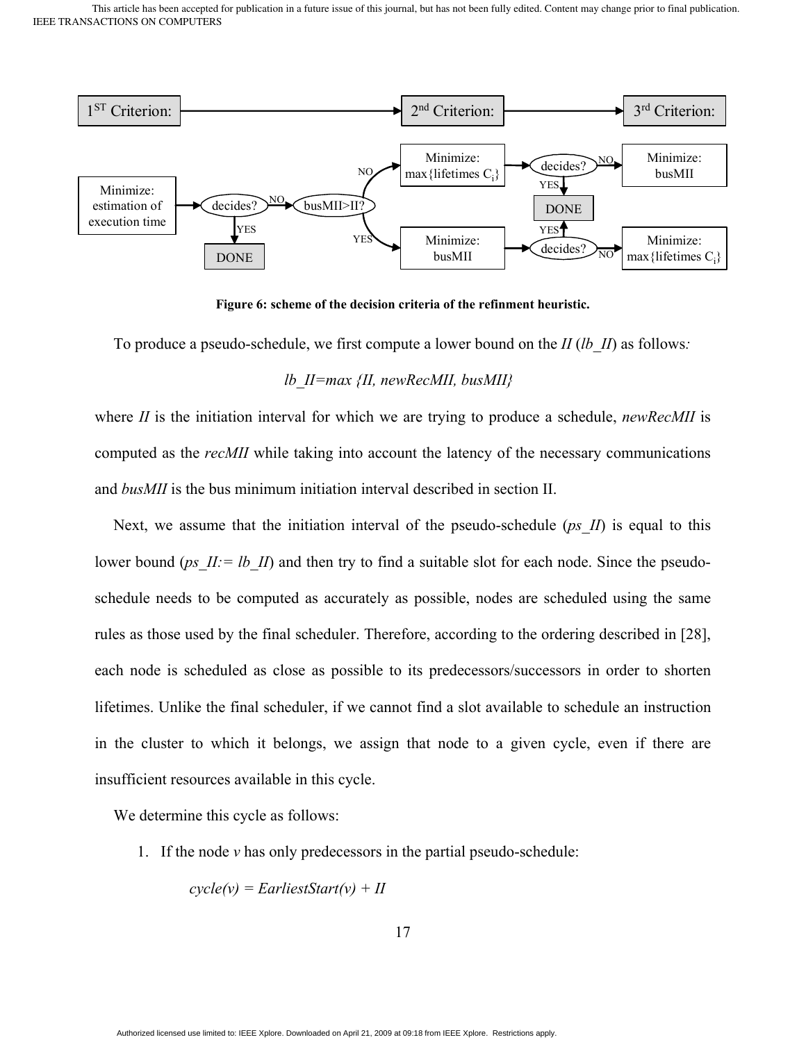1ST Criterion: → 2nd Criterion: → 3rd Criterion:

Minimize: estimation of execution time → decides? —YES→ DONE; —NO→ busMII>II?

busMII>II? —NO→ Minimize: max{lifetimes $C_i$} → decides? —YES→ DONE; —NO→ Minimize: busMII

busMII>II? —YES→ Minimize: busMII → decides? —YES→ DONE; —NO→ Minimize: max{lifetimes $C_i$}

**Figure 6: scheme of the decision criteria of the refinment heuristic.**

To produce a pseudo-schedule, we first compute a lower bound on the *II* (*lb_II*) as follows:

$$lb\_II = \max\{II, newRecMII, busMII\}$$

where *II* is the initiation interval for which we are trying to produce a schedule, *newRecMII* is computed as the *recMII* while taking into account the latency of the necessary communications and *busMII* is the bus minimum initiation interval described in section II.

Next, we assume that the initiation interval of the pseudo-schedule (*ps_II*) is equal to this lower bound (*ps_II:= lb_II*) and then try to find a suitable slot for each node. Since the pseudo-schedule needs to be computed as accurately as possible, nodes are scheduled using the same rules as those used by the final scheduler. Therefore, according to the ordering described in [28], each node is scheduled as close as possible to its predecessors/successors in order to shorten lifetimes. Unlike the final scheduler, if we cannot find a slot available to schedule an instruction in the cluster to which it belongs, we assign that node to a given cycle, even if there are insufficient resources available in this cycle.

We determine this cycle as follows:

1. If the node *v* has only predecessors in the partial pseudo-schedule:

   $cycle(v) = EarliestStart(v) + II$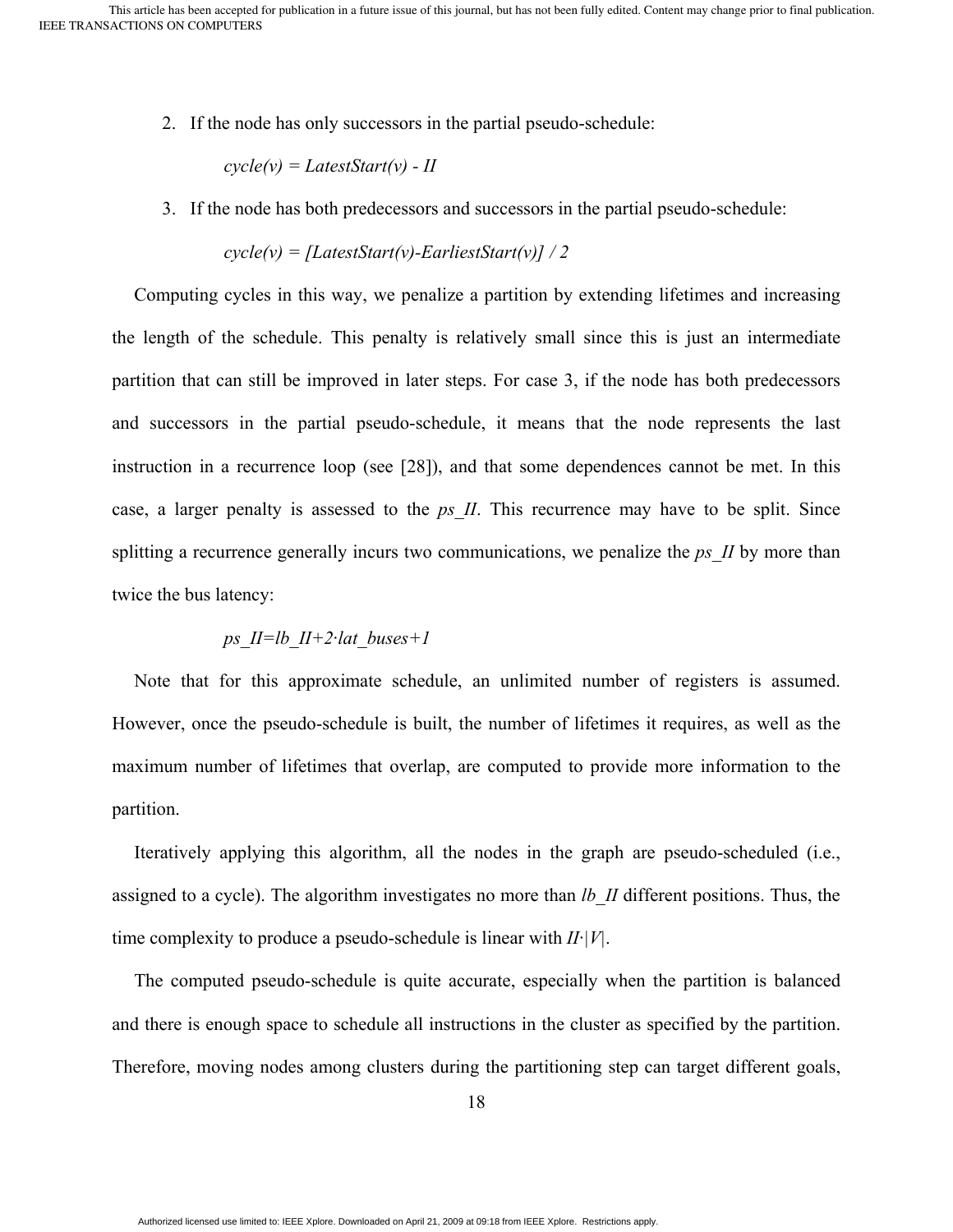2. If the node has only successors in the partial pseudo-schedule:

   $cycle(v) = LatestStart(v) - II$

3. If the node has both predecessors and successors in the partial pseudo-schedule:

   $cycle(v) = [LatestStart(v)-EarliestStart(v)] / 2$

Computing cycles in this way, we penalize a partition by extending lifetimes and increasing the length of the schedule. This penalty is relatively small since this is just an intermediate partition that can still be improved in later steps. For case 3, if the node has both predecessors and successors in the partial pseudo-schedule, it means that the node represents the last instruction in a recurrence loop (see [28]), and that some dependences cannot be met. In this case, a larger penalty is assessed to the *ps_II*. This recurrence may have to be split. Since splitting a recurrence generally incurs two communications, we penalize the *ps_II* by more than twice the bus latency:

$$ps\_II = lb\_II + 2 \cdot lat\_buses + 1$$

Note that for this approximate schedule, an unlimited number of registers is assumed. However, once the pseudo-schedule is built, the number of lifetimes it requires, as well as the maximum number of lifetimes that overlap, are computed to provide more information to the partition.

Iteratively applying this algorithm, all the nodes in the graph are pseudo-scheduled (i.e., assigned to a cycle). The algorithm investigates no more than *lb_II* different positions. Thus, the time complexity to produce a pseudo-schedule is linear with $II \cdot |V|$.

The computed pseudo-schedule is quite accurate, especially when the partition is balanced and there is enough space to schedule all instructions in the cluster as specified by the partition. Therefore, moving nodes among clusters during the partitioning step can target different goals,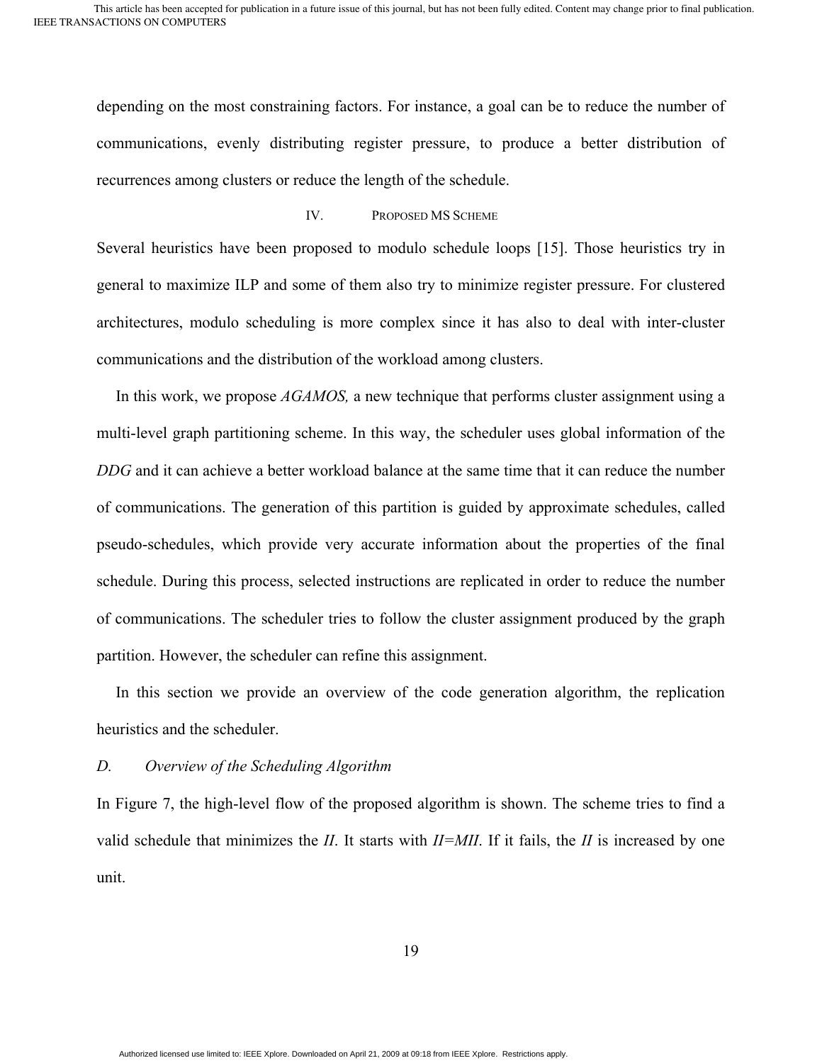depending on the most constraining factors. For instance, a goal can be to reduce the number of communications, evenly distributing register pressure, to produce a better distribution of recurrences among clusters or reduce the length of the schedule.

## IV. Proposed MS Scheme

Several heuristics have been proposed to modulo schedule loops [15]. Those heuristics try in general to maximize ILP and some of them also try to minimize register pressure. For clustered architectures, modulo scheduling is more complex since it has also to deal with inter-cluster communications and the distribution of the workload among clusters.

In this work, we propose *AGAMOS,* a new technique that performs cluster assignment using a multi-level graph partitioning scheme. In this way, the scheduler uses global information of the *DDG* and it can achieve a better workload balance at the same time that it can reduce the number of communications. The generation of this partition is guided by approximate schedules, called pseudo-schedules, which provide very accurate information about the properties of the final schedule. During this process, selected instructions are replicated in order to reduce the number of communications. The scheduler tries to follow the cluster assignment produced by the graph partition. However, the scheduler can refine this assignment.

In this section we provide an overview of the code generation algorithm, the replication heuristics and the scheduler.

### D. Overview of the Scheduling Algorithm

In Figure 7, the high-level flow of the proposed algorithm is shown. The scheme tries to find a valid schedule that minimizes the *II*. It starts with *II=MII*. If it fails, the *II* is increased by one unit.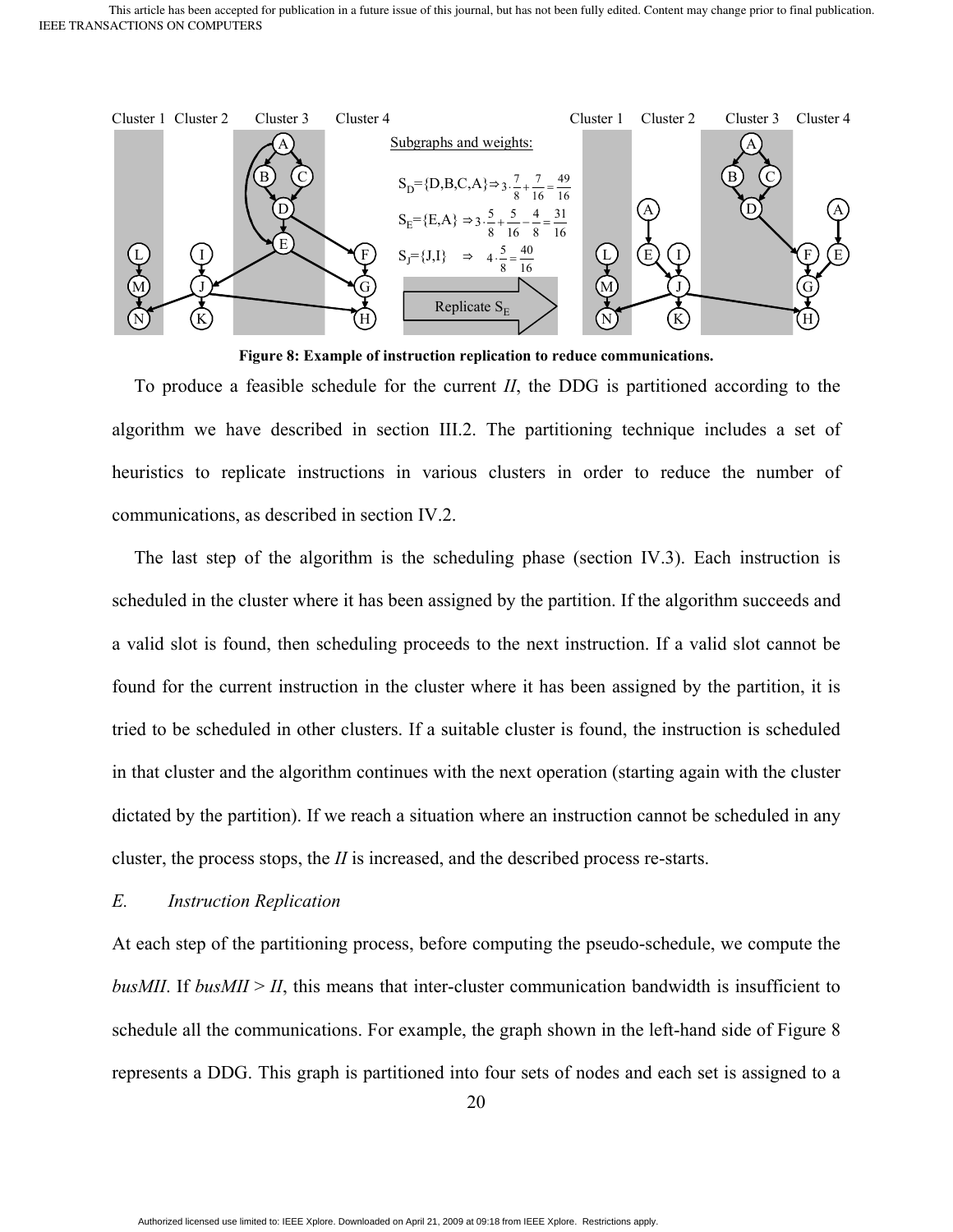Subgraphs and weights:

$S_D=\{D,B,C,A\} \Rightarrow 3 \cdot \frac{7}{8} + \frac{7}{16} = \frac{49}{16}$

$S_E=\{E,A\} \Rightarrow 3 \cdot \frac{5}{8} + \frac{5}{16} - \frac{4}{8} = \frac{31}{16}$

$S_J=\{J,I\} \Rightarrow 4 \cdot \frac{5}{8} = \frac{40}{16}$

**Figure 8: Example of instruction replication to reduce communications.**

To produce a feasible schedule for the current *II*, the DDG is partitioned according to the algorithm we have described in section III.2. The partitioning technique includes a set of heuristics to replicate instructions in various clusters in order to reduce the number of communications, as described in section IV.2.

The last step of the algorithm is the scheduling phase (section IV.3). Each instruction is scheduled in the cluster where it has been assigned by the partition. If the algorithm succeeds and a valid slot is found, then scheduling proceeds to the next instruction. If a valid slot cannot be found for the current instruction in the cluster where it has been assigned by the partition, it is tried to be scheduled in other clusters. If a suitable cluster is found, the instruction is scheduled in that cluster and the algorithm continues with the next operation (starting again with the cluster dictated by the partition). If we reach a situation where an instruction cannot be scheduled in any cluster, the process stops, the *II* is increased, and the described process re-starts.

### *E. Instruction Replication*

At each step of the partitioning process, before computing the pseudo-schedule, we compute the *busMII*. If *busMII* > *II*, this means that inter-cluster communication bandwidth is insufficient to schedule all the communications. For example, the graph shown in the left-hand side of Figure 8 represents a DDG. This graph is partitioned into four sets of nodes and each set is assigned to a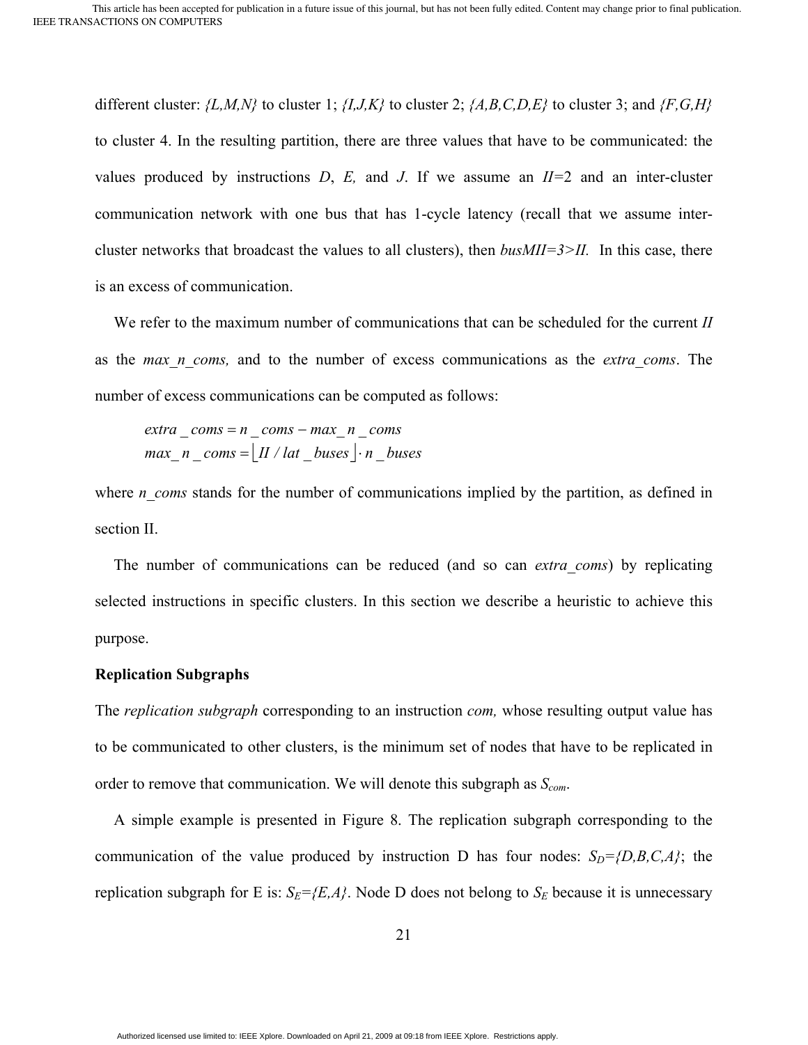different cluster: *{L,M,N}* to cluster 1; *{I,J,K}* to cluster 2; *{A,B,C,D,E}* to cluster 3; and *{F,G,H}* to cluster 4. In the resulting partition, there are three values that have to be communicated: the values produced by instructions *D*, *E,* and *J*. If we assume an *II*=2 and an inter-cluster communication network with one bus that has 1-cycle latency (recall that we assume inter-cluster networks that broadcast the values to all clusters), then *busMII=3>II.* In this case, there is an excess of communication.

We refer to the maximum number of communications that can be scheduled for the current *II* as the *max_n_coms,* and to the number of excess communications as the *extra_coms*. The number of excess communications can be computed as follows:

$$
\begin{aligned}
extra\_coms &= n\_coms - max\_n\_coms \\
max\_n\_coms &= \lfloor II / lat\_buses \rfloor \cdot n\_buses
\end{aligned}
$$

where *n_coms* stands for the number of communications implied by the partition, as defined in section II.

The number of communications can be reduced (and so can *extra_coms*) by replicating selected instructions in specific clusters. In this section we describe a heuristic to achieve this purpose.

**Replication Subgraphs**

The *replication subgraph* corresponding to an instruction *com,* whose resulting output value has to be communicated to other clusters, is the minimum set of nodes that have to be replicated in order to remove that communication. We will denote this subgraph as $S_{com}$.

A simple example is presented in Figure 8. The replication subgraph corresponding to the communication of the value produced by instruction D has four nodes: $S_D$=*{D,B,C,A}*; the replication subgraph for E is: $S_E$=*{E,A}*. Node D does not belong to $S_E$ because it is unnecessary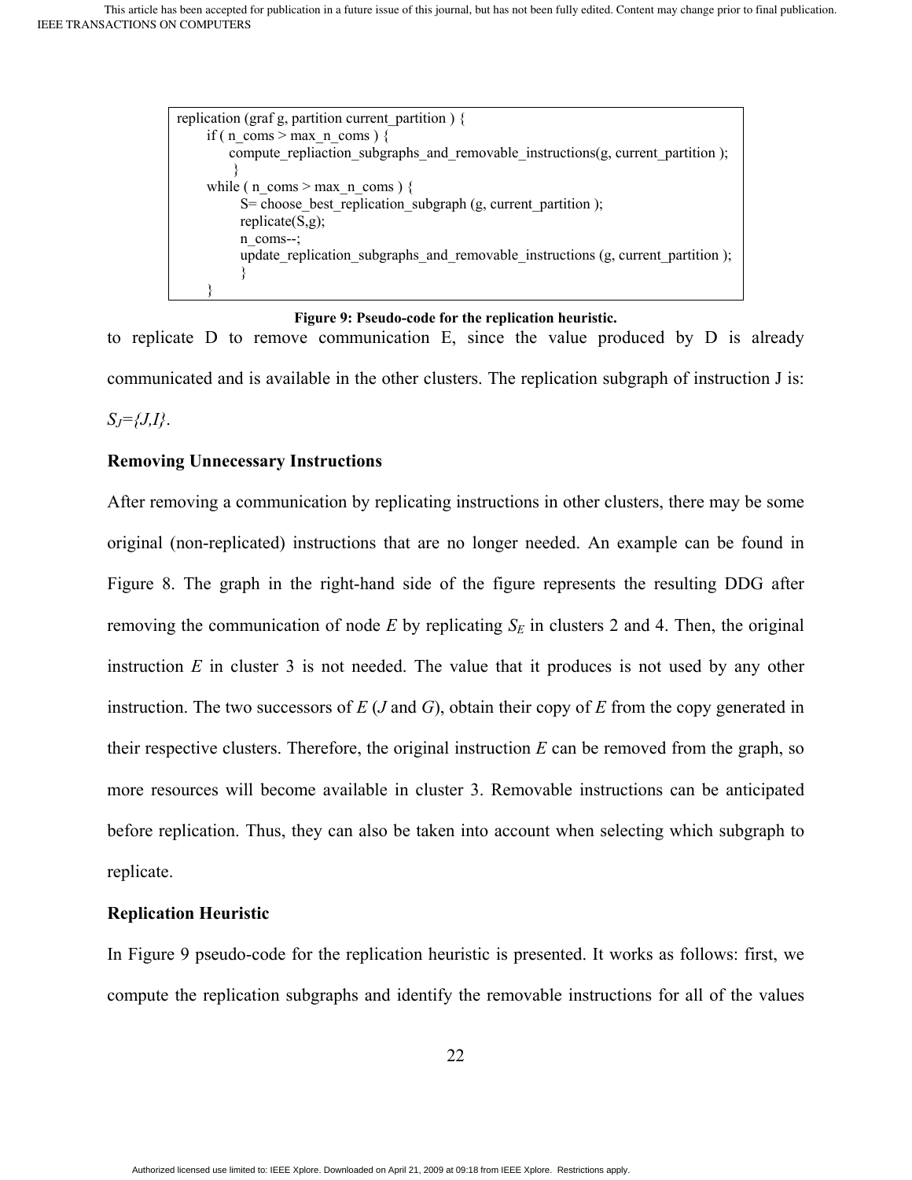```
replication (graf g, partition current_partition ) {
      if ( n_coms > max_n_coms ) {
           compute_repliaction_subgraphs_and_removable_instructions(g, current_partition );
           }
      while ( n_coms > max_n_coms ) {
             S= choose_best_replication_subgraph (g, current_partition );
             replicate(S,g);
             n_coms--;
             update_replication_subgraphs_and_removable_instructions (g, current_partition );
             }
      }
```

**Figure 9: Pseudo-code for the replication heuristic.**

to replicate D to remove communication E, since the value produced by D is already communicated and is available in the other clusters. The replication subgraph of instruction J is: $S_J=\{J,I\}$.

### Removing Unnecessary Instructions

After removing a communication by replicating instructions in other clusters, there may be some original (non-replicated) instructions that are no longer needed. An example can be found in Figure 8. The graph in the right-hand side of the figure represents the resulting DDG after removing the communication of node *E* by replicating $S_E$ in clusters 2 and 4. Then, the original instruction *E* in cluster 3 is not needed. The value that it produces is not used by any other instruction. The two successors of *E* (*J* and *G*), obtain their copy of *E* from the copy generated in their respective clusters. Therefore, the original instruction *E* can be removed from the graph, so more resources will become available in cluster 3. Removable instructions can be anticipated before replication. Thus, they can also be taken into account when selecting which subgraph to replicate.

### Replication Heuristic

In Figure 9 pseudo-code for the replication heuristic is presented. It works as follows: first, we compute the replication subgraphs and identify the removable instructions for all of the values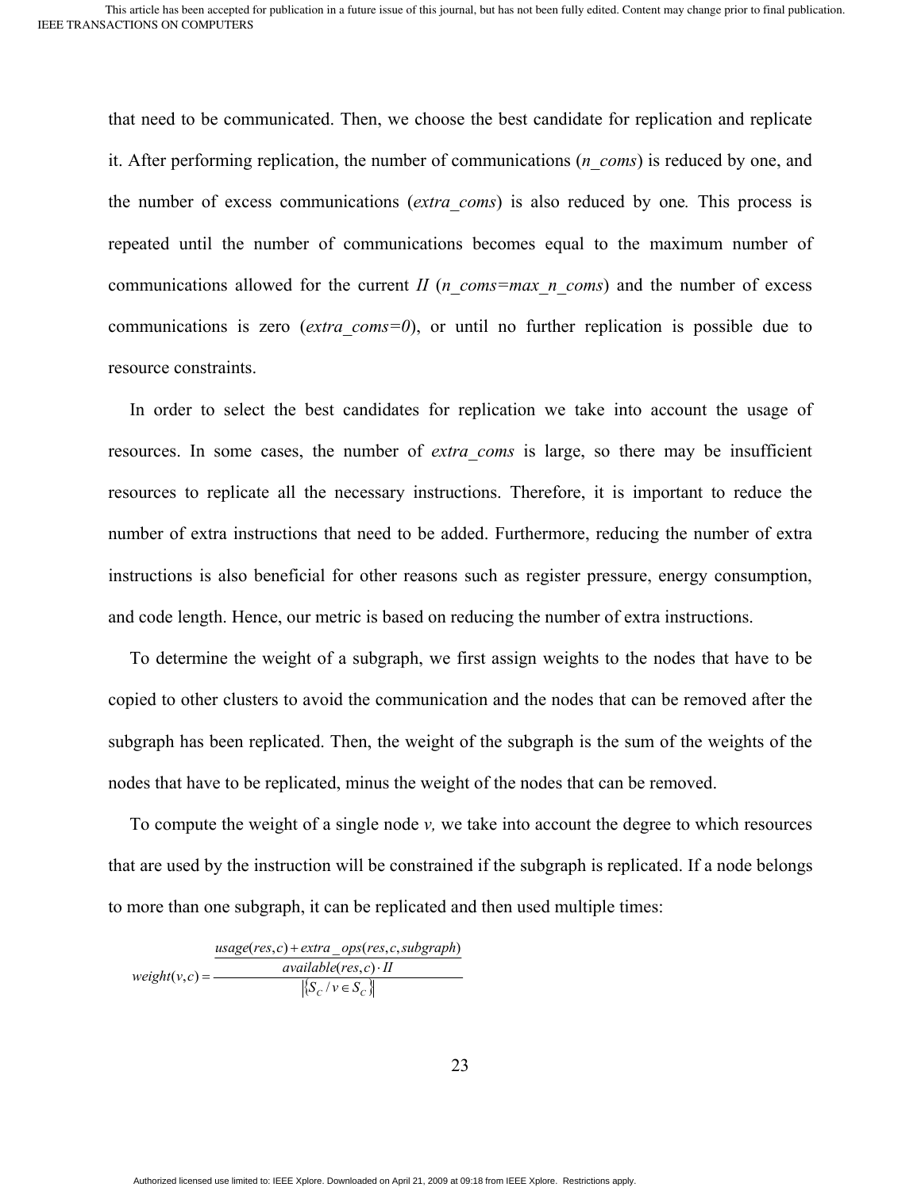that need to be communicated. Then, we choose the best candidate for replication and replicate it. After performing replication, the number of communications (*n_coms*) is reduced by one, and the number of excess communications (*extra_coms*) is also reduced by one*.* This process is repeated until the number of communications becomes equal to the maximum number of communications allowed for the current *II* (*n_coms=max_n_coms*) and the number of excess communications is zero (*extra_coms=0*), or until no further replication is possible due to resource constraints.

In order to select the best candidates for replication we take into account the usage of resources. In some cases, the number of *extra_coms* is large, so there may be insufficient resources to replicate all the necessary instructions. Therefore, it is important to reduce the number of extra instructions that need to be added. Furthermore, reducing the number of extra instructions is also beneficial for other reasons such as register pressure, energy consumption, and code length. Hence, our metric is based on reducing the number of extra instructions.

To determine the weight of a subgraph, we first assign weights to the nodes that have to be copied to other clusters to avoid the communication and the nodes that can be removed after the subgraph has been replicated. Then, the weight of the subgraph is the sum of the weights of the nodes that have to be replicated, minus the weight of the nodes that can be removed.

To compute the weight of a single node *v,* we take into account the degree to which resources that are used by the instruction will be constrained if the subgraph is replicated. If a node belongs to more than one subgraph, it can be replicated and then used multiple times:

$$weight(v,c) = \frac{\dfrac{usage(res,c) + extra\_ops(res,c,subgraph)}{available(res,c) \cdot II}}{\left|\{S_C \,/\, v \in S_C\}\right|}$$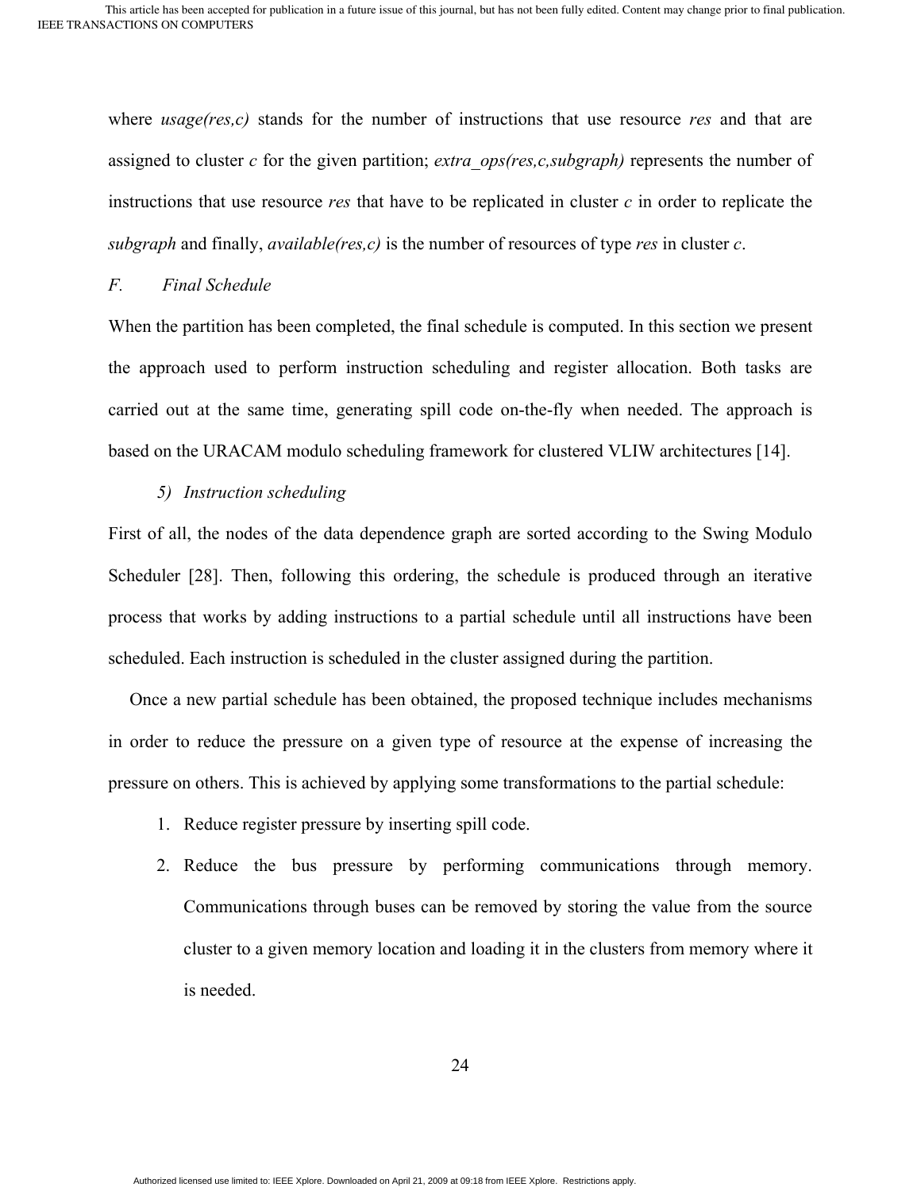where *usage(res,c)* stands for the number of instructions that use resource *res* and that are assigned to cluster *c* for the given partition; *extra_ops(res,c,subgraph)* represents the number of instructions that use resource *res* that have to be replicated in cluster *c* in order to replicate the *subgraph* and finally, *available(res,c)* is the number of resources of type *res* in cluster *c*.

### *F. Final Schedule*

When the partition has been completed, the final schedule is computed. In this section we present the approach used to perform instruction scheduling and register allocation. Both tasks are carried out at the same time, generating spill code on-the-fly when needed. The approach is based on the URACAM modulo scheduling framework for clustered VLIW architectures [14].

#### *5) Instruction scheduling*

First of all, the nodes of the data dependence graph are sorted according to the Swing Modulo Scheduler [28]. Then, following this ordering, the schedule is produced through an iterative process that works by adding instructions to a partial schedule until all instructions have been scheduled. Each instruction is scheduled in the cluster assigned during the partition.

Once a new partial schedule has been obtained, the proposed technique includes mechanisms in order to reduce the pressure on a given type of resource at the expense of increasing the pressure on others. This is achieved by applying some transformations to the partial schedule:

1. Reduce register pressure by inserting spill code.
2. Reduce the bus pressure by performing communications through memory. Communications through buses can be removed by storing the value from the source cluster to a given memory location and loading it in the clusters from memory where it is needed.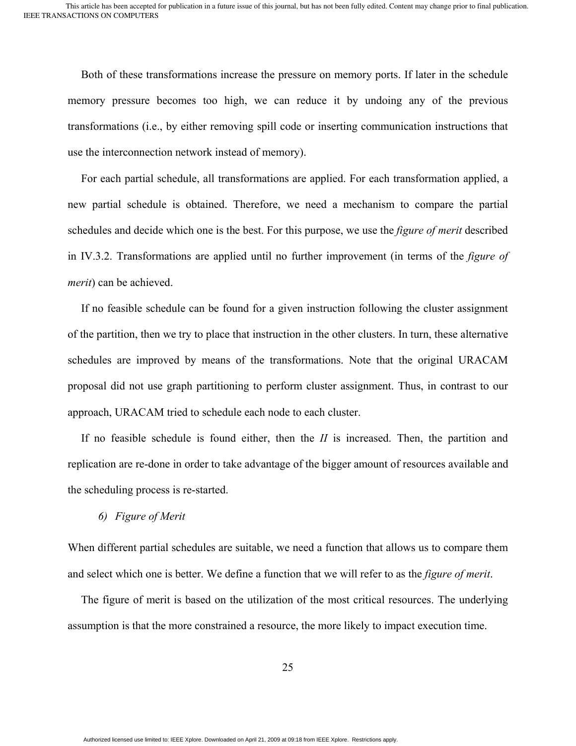Both of these transformations increase the pressure on memory ports. If later in the schedule memory pressure becomes too high, we can reduce it by undoing any of the previous transformations (i.e., by either removing spill code or inserting communication instructions that use the interconnection network instead of memory).

For each partial schedule, all transformations are applied. For each transformation applied, a new partial schedule is obtained. Therefore, we need a mechanism to compare the partial schedules and decide which one is the best. For this purpose, we use the *figure of merit* described in IV.3.2. Transformations are applied until no further improvement (in terms of the *figure of merit*) can be achieved.

If no feasible schedule can be found for a given instruction following the cluster assignment of the partition, then we try to place that instruction in the other clusters. In turn, these alternative schedules are improved by means of the transformations. Note that the original URACAM proposal did not use graph partitioning to perform cluster assignment. Thus, in contrast to our approach, URACAM tried to schedule each node to each cluster.

If no feasible schedule is found either, then the *II* is increased. Then, the partition and replication are re-done in order to take advantage of the bigger amount of resources available and the scheduling process is re-started.

#### *6) Figure of Merit*

When different partial schedules are suitable, we need a function that allows us to compare them and select which one is better. We define a function that we will refer to as the *figure of merit*.

The figure of merit is based on the utilization of the most critical resources. The underlying assumption is that the more constrained a resource, the more likely to impact execution time.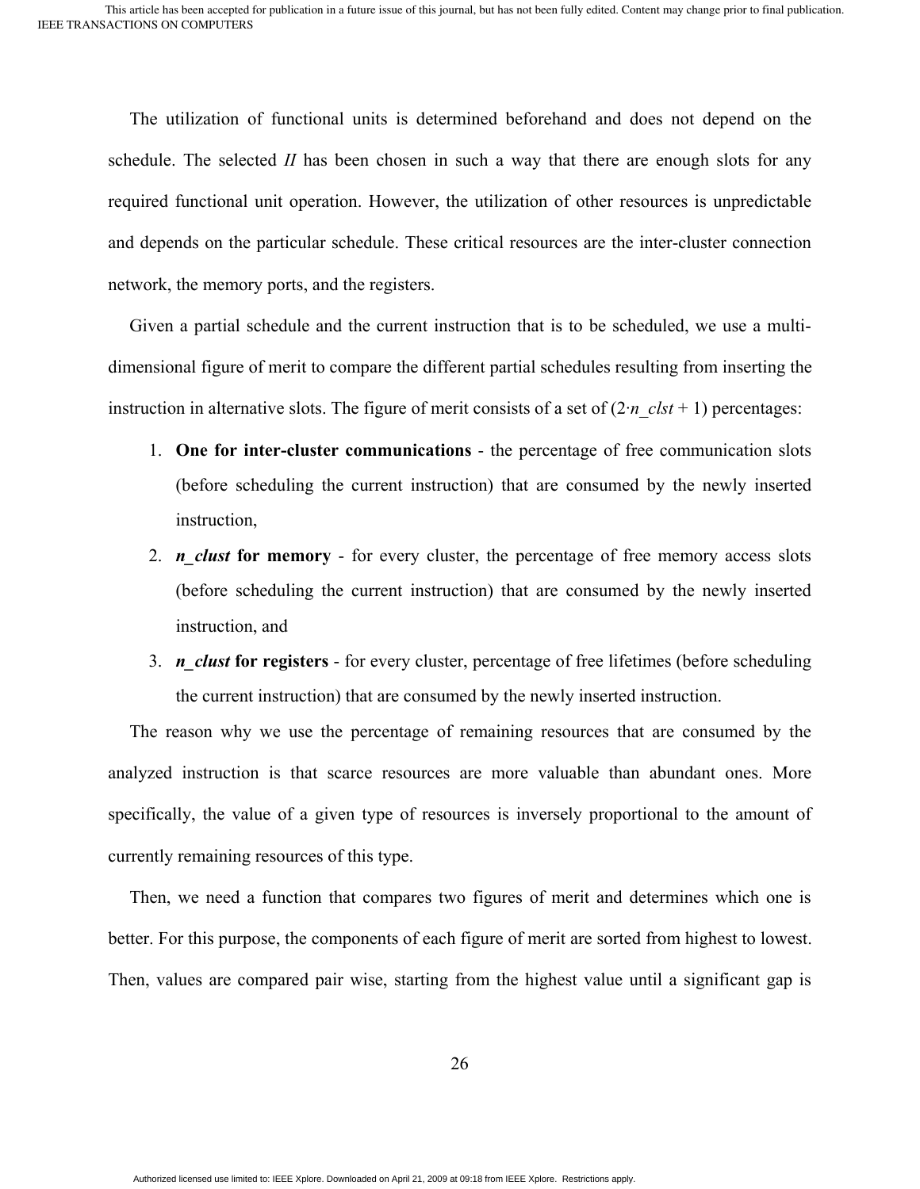The utilization of functional units is determined beforehand and does not depend on the schedule. The selected *II* has been chosen in such a way that there are enough slots for any required functional unit operation. However, the utilization of other resources is unpredictable and depends on the particular schedule. These critical resources are the inter-cluster connection network, the memory ports, and the registers.

Given a partial schedule and the current instruction that is to be scheduled, we use a multi-dimensional figure of merit to compare the different partial schedules resulting from inserting the instruction in alternative slots. The figure of merit consists of a set of $(2 \cdot n\_clst + 1)$ percentages:

1. **One for inter-cluster communications** - the percentage of free communication slots (before scheduling the current instruction) that are consumed by the newly inserted instruction,
2. ***n_clust*** **for memory** - for every cluster, the percentage of free memory access slots (before scheduling the current instruction) that are consumed by the newly inserted instruction, and
3. ***n_clust*** **for registers** - for every cluster, percentage of free lifetimes (before scheduling the current instruction) that are consumed by the newly inserted instruction.

The reason why we use the percentage of remaining resources that are consumed by the analyzed instruction is that scarce resources are more valuable than abundant ones. More specifically, the value of a given type of resources is inversely proportional to the amount of currently remaining resources of this type.

Then, we need a function that compares two figures of merit and determines which one is better. For this purpose, the components of each figure of merit are sorted from highest to lowest. Then, values are compared pair wise, starting from the highest value until a significant gap is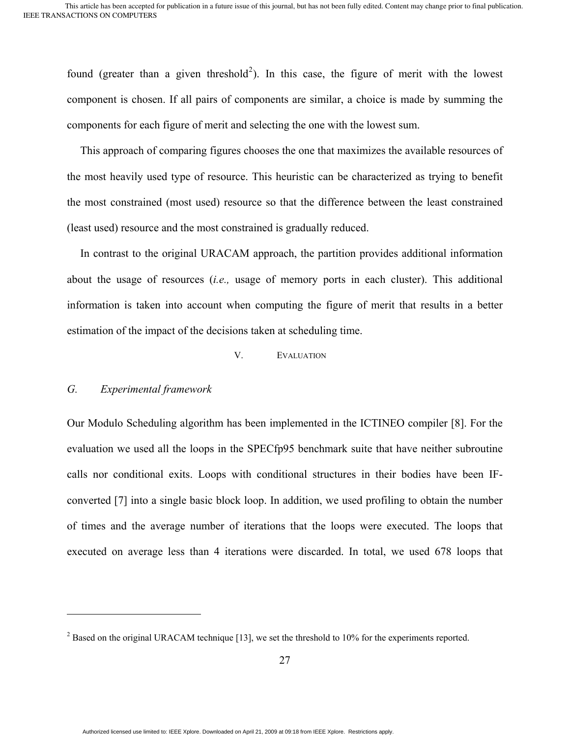found (greater than a given threshold[2]). In this case, the figure of merit with the lowest component is chosen. If all pairs of components are similar, a choice is made by summing the components for each figure of merit and selecting the one with the lowest sum.

This approach of comparing figures chooses the one that maximizes the available resources of the most heavily used type of resource. This heuristic can be characterized as trying to benefit the most constrained (most used) resource so that the difference between the least constrained (least used) resource and the most constrained is gradually reduced.

In contrast to the original URACAM approach, the partition provides additional information about the usage of resources (*i.e.,* usage of memory ports in each cluster). This additional information is taken into account when computing the figure of merit that results in a better estimation of the impact of the decisions taken at scheduling time.

# V. EVALUATION

## G. *Experimental framework*

Our Modulo Scheduling algorithm has been implemented in the ICTINEO compiler [8]. For the evaluation we used all the loops in the SPECfp95 benchmark suite that have neither subroutine calls nor conditional exits. Loops with conditional structures in their bodies have been IF-converted [7] into a single basic block loop. In addition, we used profiling to obtain the number of times and the average number of iterations that the loops were executed. The loops that executed on average less than 4 iterations were discarded. In total, we used 678 loops that

---

[2] Based on the original URACAM technique [13], we set the threshold to 10% for the experiments reported.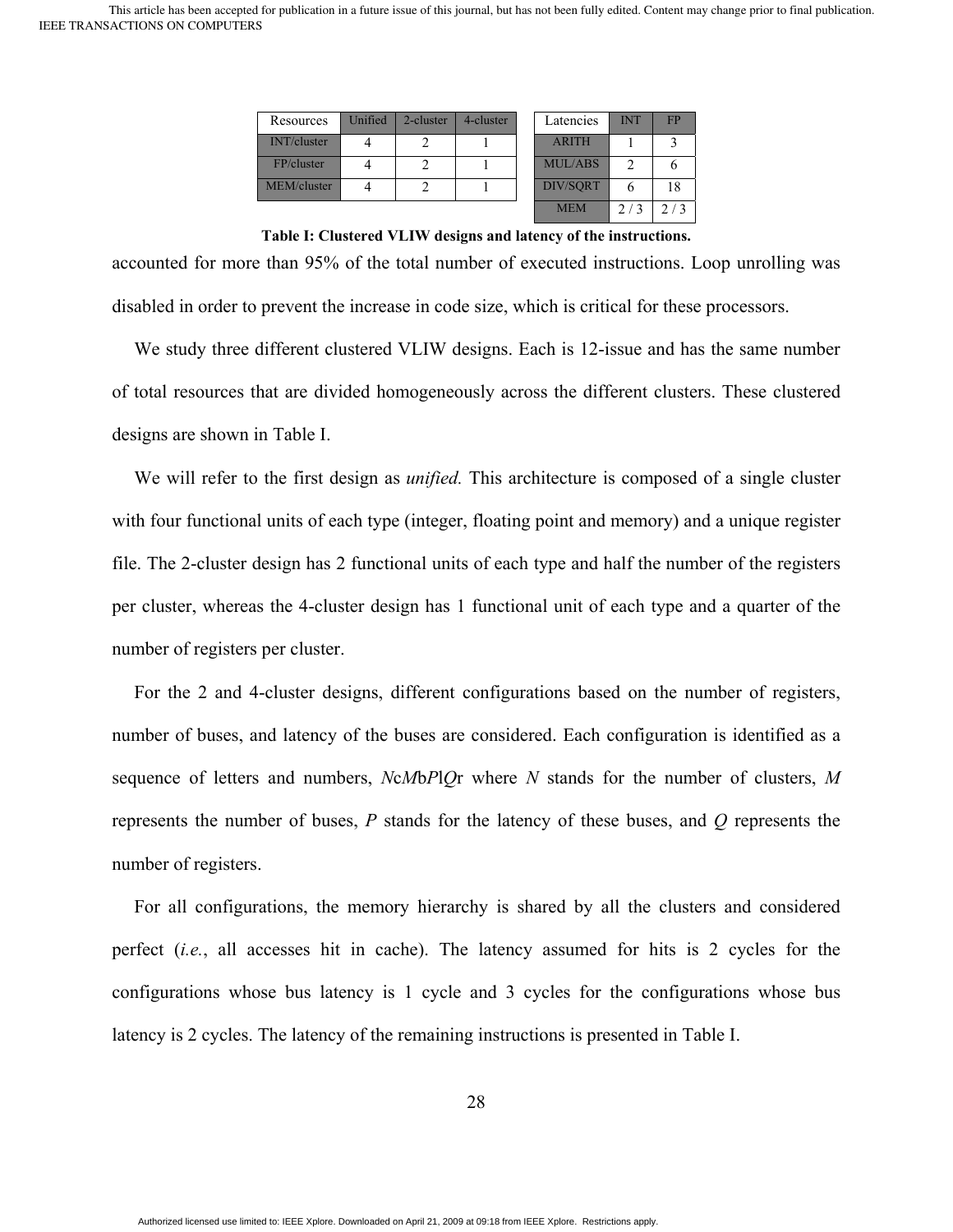| Resources | Unified | 2-cluster | 4-cluster |
|---|---|---|---|
| INT/cluster | 4 | 2 | 1 |
| FP/cluster | 4 | 2 | 1 |
| MEM/cluster | 4 | 2 | 1 |

| Latencies | INT | FP |
|---|---|---|
| ARITH | 1 | 3 |
| MUL/ABS | 2 | 6 |
| DIV/SQRT | 6 | 18 |
| MEM | 2 / 3 | 2 / 3 |

**Table I: Clustered VLIW designs and latency of the instructions.**

accounted for more than 95% of the total number of executed instructions. Loop unrolling was disabled in order to prevent the increase in code size, which is critical for these processors.

We study three different clustered VLIW designs. Each is 12-issue and has the same number of total resources that are divided homogeneously across the different clusters. These clustered designs are shown in Table I.

We will refer to the first design as *unified.* This architecture is composed of a single cluster with four functional units of each type (integer, floating point and memory) and a unique register file. The 2-cluster design has 2 functional units of each type and half the number of the registers per cluster, whereas the 4-cluster design has 1 functional unit of each type and a quarter of the number of registers per cluster.

For the 2 and 4-cluster designs, different configurations based on the number of registers, number of buses, and latency of the buses are considered. Each configuration is identified as a sequence of letters and numbers, *N*c*M*b*P*l*Q*r where *N* stands for the number of clusters, *M* represents the number of buses, *P* stands for the latency of these buses, and *Q* represents the number of registers.

For all configurations, the memory hierarchy is shared by all the clusters and considered perfect (*i.e.*, all accesses hit in cache). The latency assumed for hits is 2 cycles for the configurations whose bus latency is 1 cycle and 3 cycles for the configurations whose bus latency is 2 cycles. The latency of the remaining instructions is presented in Table I.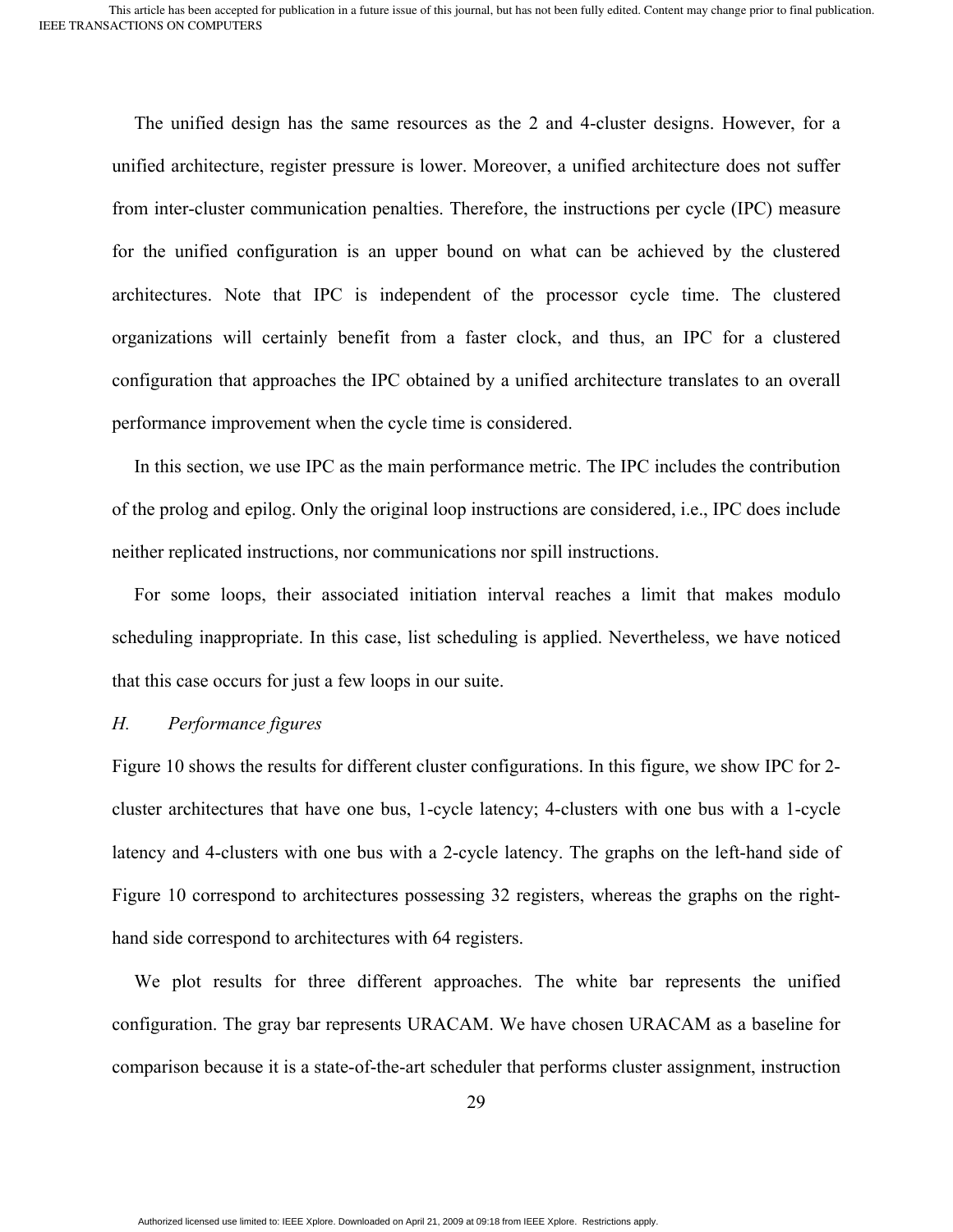The unified design has the same resources as the 2 and 4-cluster designs. However, for a unified architecture, register pressure is lower. Moreover, a unified architecture does not suffer from inter-cluster communication penalties. Therefore, the instructions per cycle (IPC) measure for the unified configuration is an upper bound on what can be achieved by the clustered architectures. Note that IPC is independent of the processor cycle time. The clustered organizations will certainly benefit from a faster clock, and thus, an IPC for a clustered configuration that approaches the IPC obtained by a unified architecture translates to an overall performance improvement when the cycle time is considered.

In this section, we use IPC as the main performance metric. The IPC includes the contribution of the prolog and epilog. Only the original loop instructions are considered, i.e., IPC does include neither replicated instructions, nor communications nor spill instructions.

For some loops, their associated initiation interval reaches a limit that makes modulo scheduling inappropriate. In this case, list scheduling is applied. Nevertheless, we have noticed that this case occurs for just a few loops in our suite.

### *H. Performance figures*

Figure 10 shows the results for different cluster configurations. In this figure, we show IPC for 2-cluster architectures that have one bus, 1-cycle latency; 4-clusters with one bus with a 1-cycle latency and 4-clusters with one bus with a 2-cycle latency. The graphs on the left-hand side of Figure 10 correspond to architectures possessing 32 registers, whereas the graphs on the right-hand side correspond to architectures with 64 registers.

We plot results for three different approaches. The white bar represents the unified configuration. The gray bar represents URACAM. We have chosen URACAM as a baseline for comparison because it is a state-of-the-art scheduler that performs cluster assignment, instruction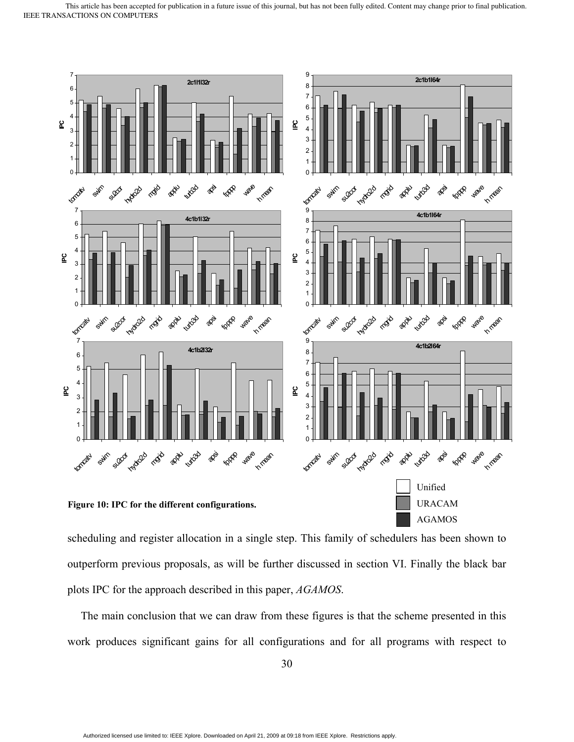Figure 10: IPC for the different configurations.

scheduling and register allocation in a single step. This family of schedulers has been shown to outperform previous proposals, as will be further discussed in section VI. Finally the black bar plots IPC for the approach described in this paper, *AGAMOS*.

The main conclusion that we can draw from these figures is that the scheme presented in this work produces significant gains for all configurations and for all programs with respect to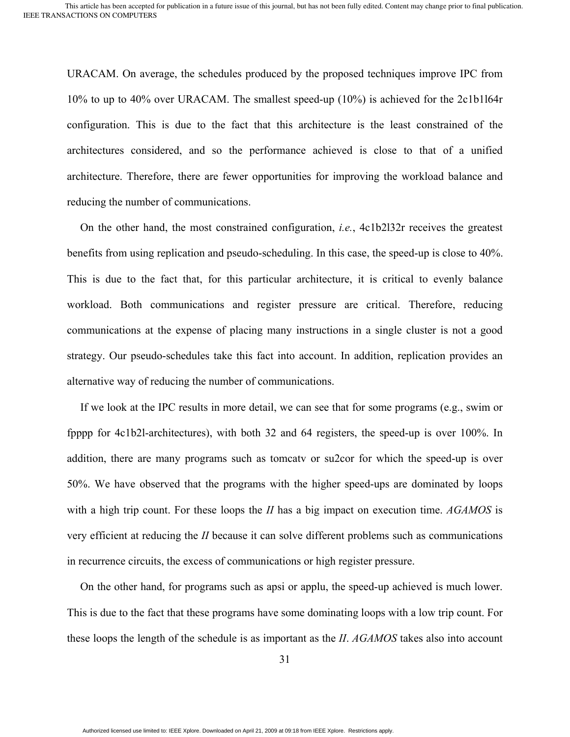URACAM. On average, the schedules produced by the proposed techniques improve IPC from 10% to up to 40% over URACAM. The smallest speed-up (10%) is achieved for the 2c1b1l64r configuration. This is due to the fact that this architecture is the least constrained of the architectures considered, and so the performance achieved is close to that of a unified architecture. Therefore, there are fewer opportunities for improving the workload balance and reducing the number of communications.

On the other hand, the most constrained configuration, *i.e.*, 4c1b2l32r receives the greatest benefits from using replication and pseudo-scheduling. In this case, the speed-up is close to 40%. This is due to the fact that, for this particular architecture, it is critical to evenly balance workload. Both communications and register pressure are critical. Therefore, reducing communications at the expense of placing many instructions in a single cluster is not a good strategy. Our pseudo-schedules take this fact into account. In addition, replication provides an alternative way of reducing the number of communications.

If we look at the IPC results in more detail, we can see that for some programs (e.g., swim or fpppp for 4c1b2l-architectures), with both 32 and 64 registers, the speed-up is over 100%. In addition, there are many programs such as tomcatv or su2cor for which the speed-up is over 50%. We have observed that the programs with the higher speed-ups are dominated by loops with a high trip count. For these loops the *II* has a big impact on execution time. *AGAMOS* is very efficient at reducing the *II* because it can solve different problems such as communications in recurrence circuits, the excess of communications or high register pressure.

On the other hand, for programs such as apsi or applu, the speed-up achieved is much lower. This is due to the fact that these programs have some dominating loops with a low trip count. For these loops the length of the schedule is as important as the *II*. *AGAMOS* takes also into account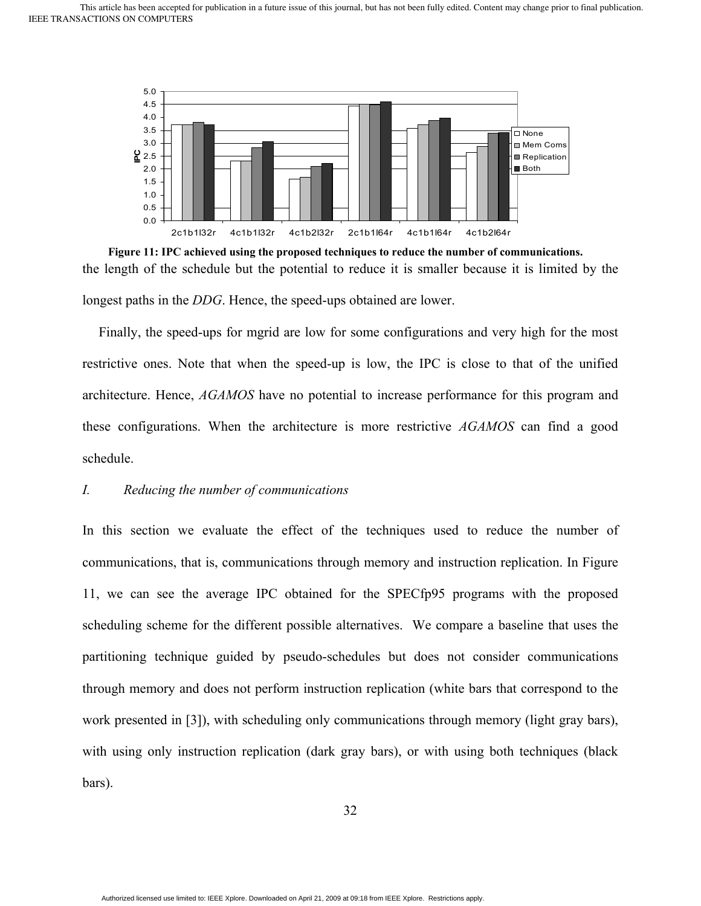Figure 11: IPC achieved using the proposed techniques to reduce the number of communications.

the length of the schedule but the potential to reduce it is smaller because it is limited by the longest paths in the *DDG*. Hence, the speed-ups obtained are lower.

Finally, the speed-ups for mgrid are low for some configurations and very high for the most restrictive ones. Note that when the speed-up is low, the IPC is close to that of the unified architecture. Hence, *AGAMOS* have no potential to increase performance for this program and these configurations. When the architecture is more restrictive *AGAMOS* can find a good schedule.

### *I. Reducing the number of communications*

In this section we evaluate the effect of the techniques used to reduce the number of communications, that is, communications through memory and instruction replication. In Figure 11, we can see the average IPC obtained for the SPECfp95 programs with the proposed scheduling scheme for the different possible alternatives. We compare a baseline that uses the partitioning technique guided by pseudo-schedules but does not consider communications through memory and does not perform instruction replication (white bars that correspond to the work presented in [3]), with scheduling only communications through memory (light gray bars), with using only instruction replication (dark gray bars), or with using both techniques (black bars).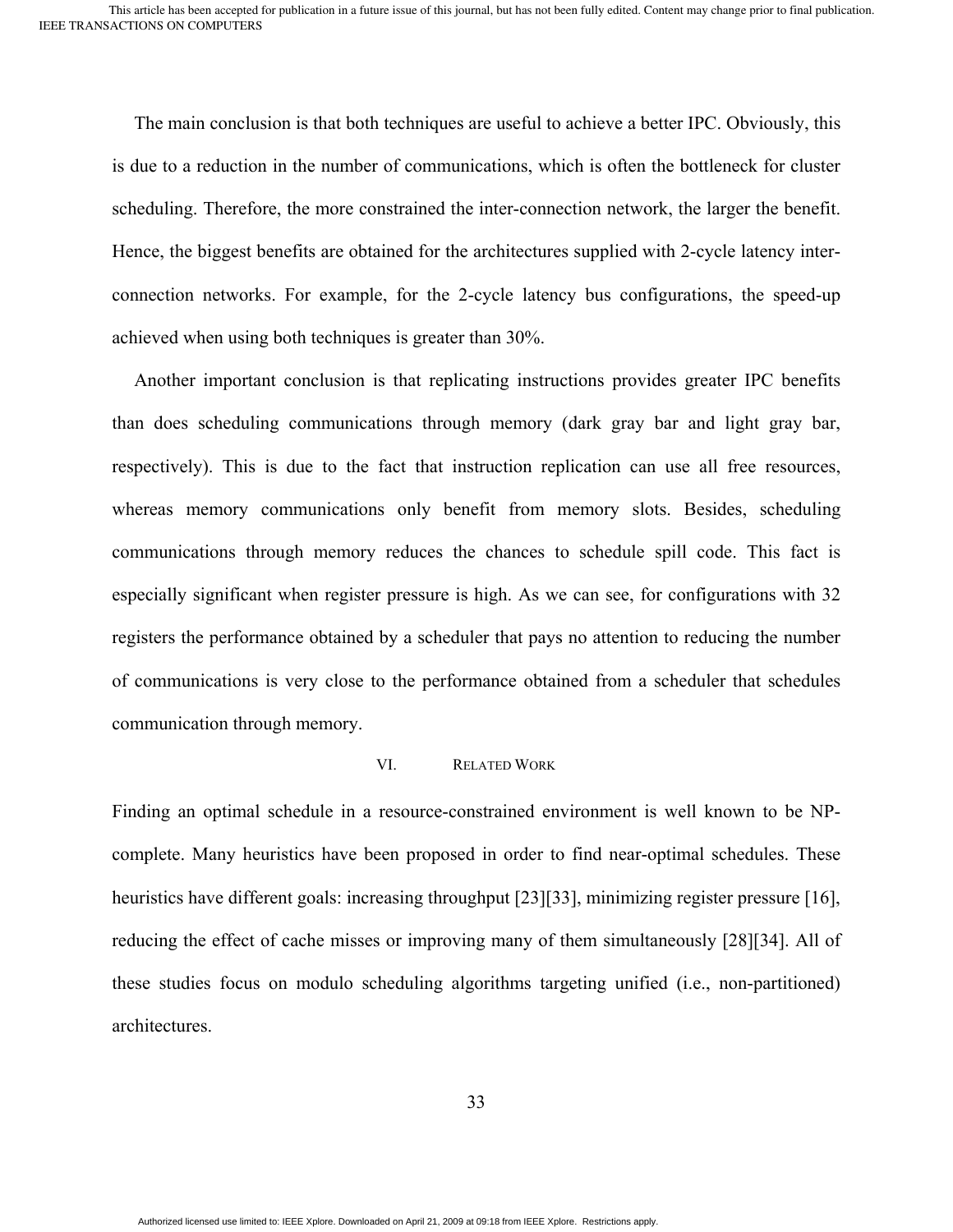The main conclusion is that both techniques are useful to achieve a better IPC. Obviously, this is due to a reduction in the number of communications, which is often the bottleneck for cluster scheduling. Therefore, the more constrained the inter-connection network, the larger the benefit. Hence, the biggest benefits are obtained for the architectures supplied with 2-cycle latency inter-connection networks. For example, for the 2-cycle latency bus configurations, the speed-up achieved when using both techniques is greater than 30%.

Another important conclusion is that replicating instructions provides greater IPC benefits than does scheduling communications through memory (dark gray bar and light gray bar, respectively). This is due to the fact that instruction replication can use all free resources, whereas memory communications only benefit from memory slots. Besides, scheduling communications through memory reduces the chances to schedule spill code. This fact is especially significant when register pressure is high. As we can see, for configurations with 32 registers the performance obtained by a scheduler that pays no attention to reducing the number of communications is very close to the performance obtained from a scheduler that schedules communication through memory.

## VI. RELATED WORK

Finding an optimal schedule in a resource-constrained environment is well known to be NP-complete. Many heuristics have been proposed in order to find near-optimal schedules. These heuristics have different goals: increasing throughput [23][33], minimizing register pressure [16], reducing the effect of cache misses or improving many of them simultaneously [28][34]. All of these studies focus on modulo scheduling algorithms targeting unified (i.e., non-partitioned) architectures.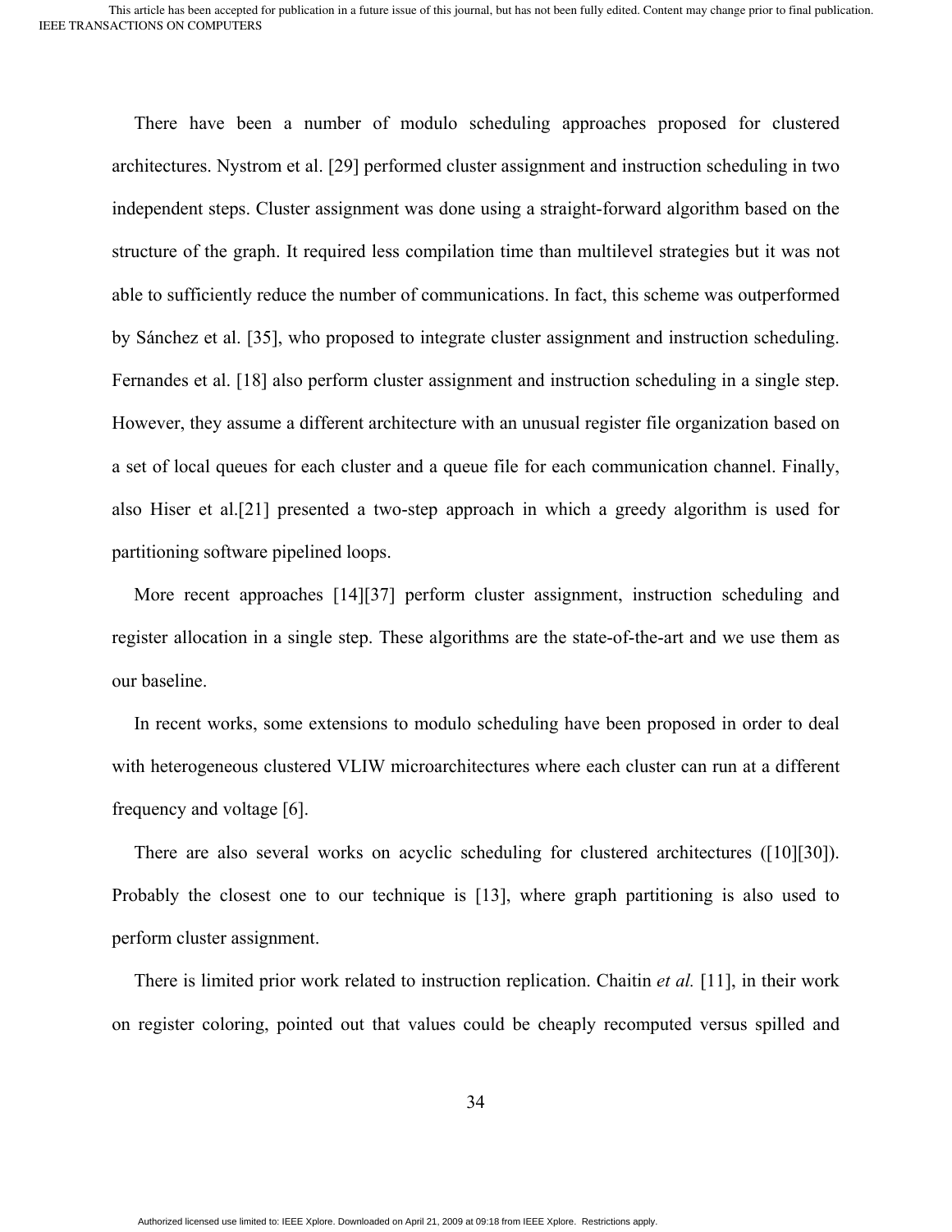There have been a number of modulo scheduling approaches proposed for clustered architectures. Nystrom et al. [29] performed cluster assignment and instruction scheduling in two independent steps. Cluster assignment was done using a straight-forward algorithm based on the structure of the graph. It required less compilation time than multilevel strategies but it was not able to sufficiently reduce the number of communications. In fact, this scheme was outperformed by Sánchez et al. [35], who proposed to integrate cluster assignment and instruction scheduling. Fernandes et al. [18] also perform cluster assignment and instruction scheduling in a single step. However, they assume a different architecture with an unusual register file organization based on a set of local queues for each cluster and a queue file for each communication channel. Finally, also Hiser et al.[21] presented a two-step approach in which a greedy algorithm is used for partitioning software pipelined loops.

More recent approaches [14][37] perform cluster assignment, instruction scheduling and register allocation in a single step. These algorithms are the state-of-the-art and we use them as our baseline.

In recent works, some extensions to modulo scheduling have been proposed in order to deal with heterogeneous clustered VLIW microarchitectures where each cluster can run at a different frequency and voltage [6].

There are also several works on acyclic scheduling for clustered architectures ([10][30]). Probably the closest one to our technique is [13], where graph partitioning is also used to perform cluster assignment.

There is limited prior work related to instruction replication. Chaitin *et al.* [11], in their work on register coloring, pointed out that values could be cheaply recomputed versus spilled and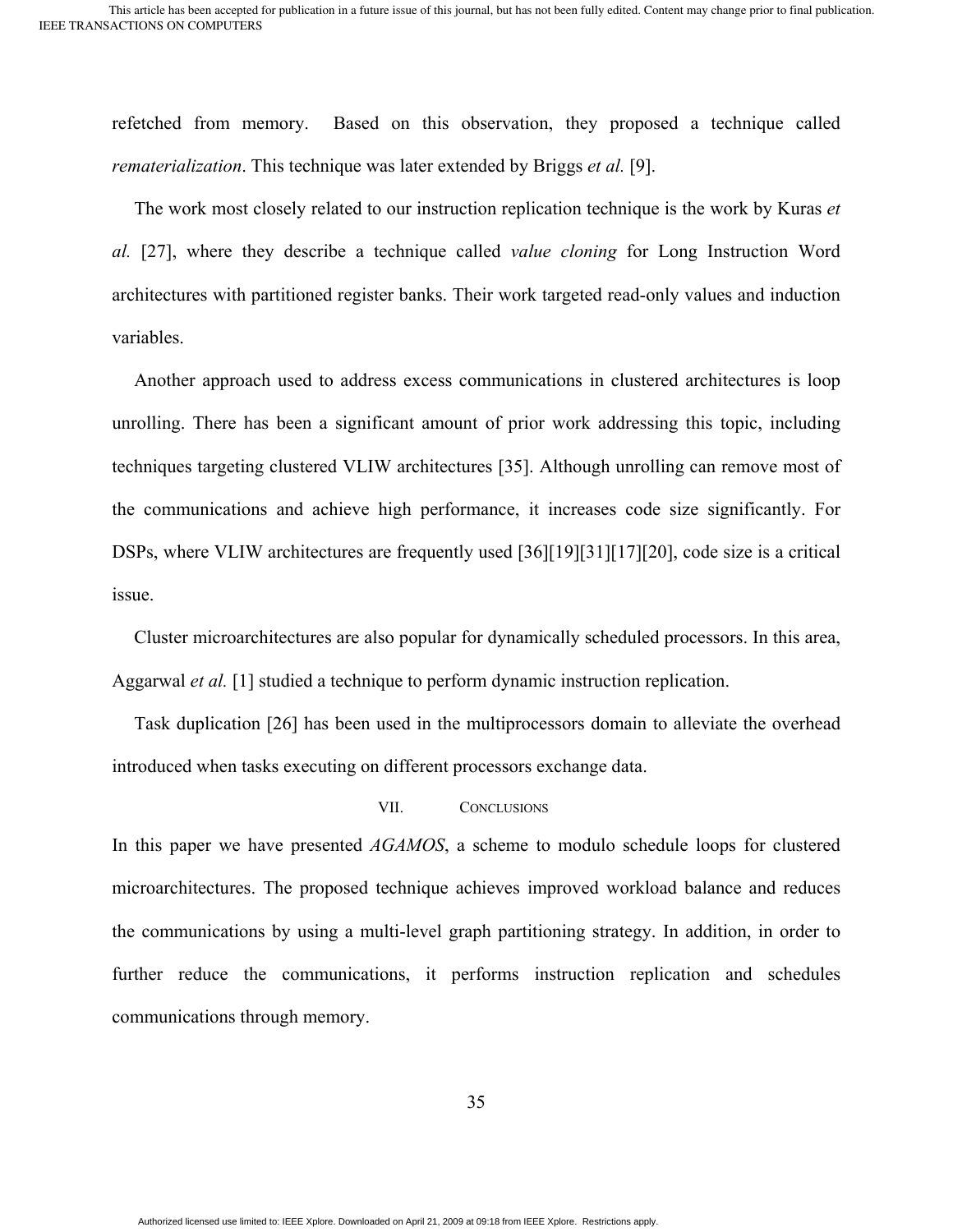refetched from memory. Based on this observation, they proposed a technique called *rematerialization*. This technique was later extended by Briggs *et al.* [9].

The work most closely related to our instruction replication technique is the work by Kuras *et al.* [27], where they describe a technique called *value cloning* for Long Instruction Word architectures with partitioned register banks. Their work targeted read-only values and induction variables.

Another approach used to address excess communications in clustered architectures is loop unrolling. There has been a significant amount of prior work addressing this topic, including techniques targeting clustered VLIW architectures [35]. Although unrolling can remove most of the communications and achieve high performance, it increases code size significantly. For DSPs, where VLIW architectures are frequently used [36][19][31][17][20], code size is a critical issue.

Cluster microarchitectures are also popular for dynamically scheduled processors. In this area, Aggarwal *et al.* [1] studied a technique to perform dynamic instruction replication.

Task duplication [26] has been used in the multiprocessors domain to alleviate the overhead introduced when tasks executing on different processors exchange data.

## VII. CONCLUSIONS

In this paper we have presented *AGAMOS*, a scheme to modulo schedule loops for clustered microarchitectures. The proposed technique achieves improved workload balance and reduces the communications by using a multi-level graph partitioning strategy. In addition, in order to further reduce the communications, it performs instruction replication and schedules communications through memory.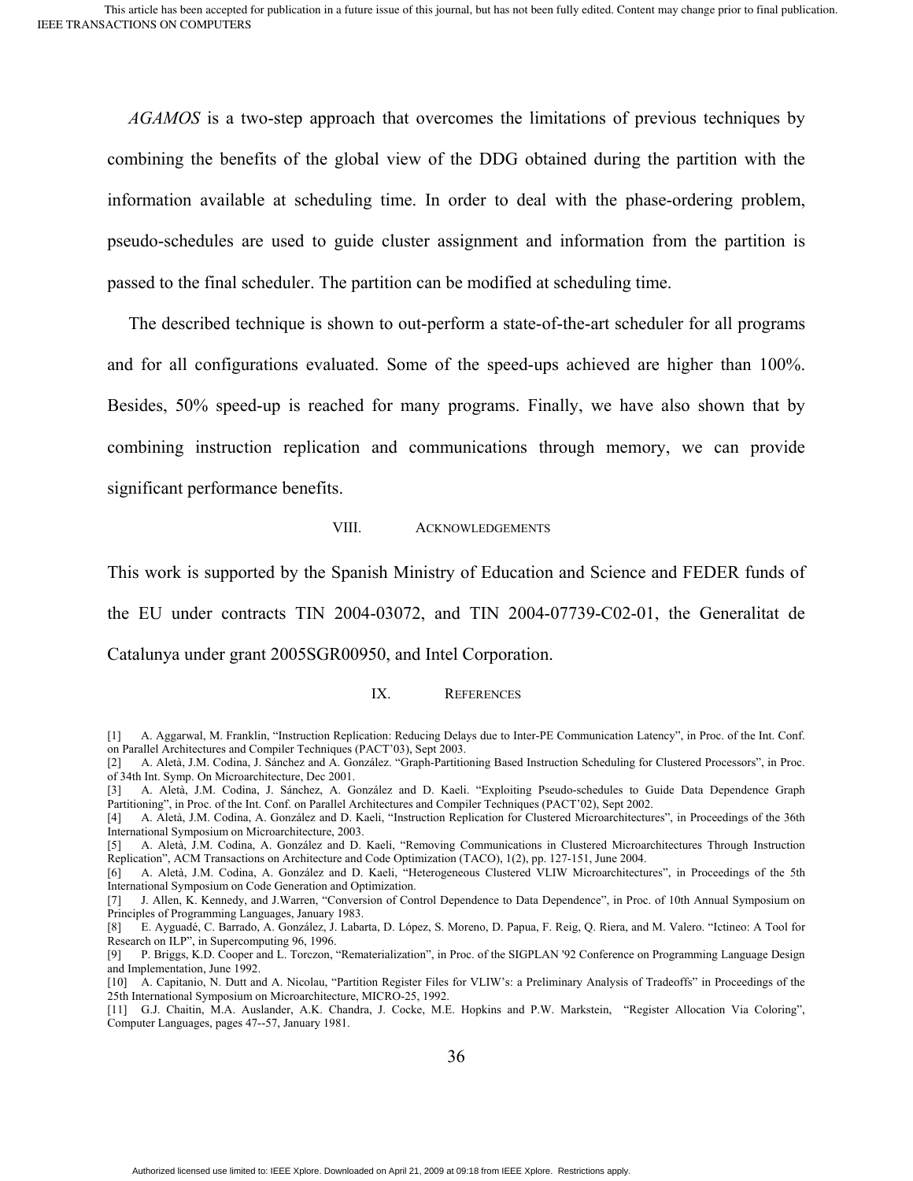*AGAMOS* is a two-step approach that overcomes the limitations of previous techniques by combining the benefits of the global view of the DDG obtained during the partition with the information available at scheduling time. In order to deal with the phase-ordering problem, pseudo-schedules are used to guide cluster assignment and information from the partition is passed to the final scheduler. The partition can be modified at scheduling time.

The described technique is shown to out-perform a state-of-the-art scheduler for all programs and for all configurations evaluated. Some of the speed-ups achieved are higher than 100%. Besides, 50% speed-up is reached for many programs. Finally, we have also shown that by combining instruction replication and communications through memory, we can provide significant performance benefits.

## VIII. ACKNOWLEDGEMENTS

This work is supported by the Spanish Ministry of Education and Science and FEDER funds of the EU under contracts TIN 2004-03072, and TIN 2004-07739-C02-01, the Generalitat de Catalunya under grant 2005SGR00950, and Intel Corporation.

## IX. REFERENCES

[1] A. Aggarwal, M. Franklin, “Instruction Replication: Reducing Delays due to Inter-PE Communication Latency”, in Proc. of the Int. Conf. on Parallel Architectures and Compiler Techniques (PACT’03), Sept 2003.

[2] A. Aletà, J.M. Codina, J. Sánchez and A. González. “Graph-Partitioning Based Instruction Scheduling for Clustered Processors”, in Proc. of 34th Int. Symp. On Microarchitecture, Dec 2001.

[3] A. Aletà, J.M. Codina, J. Sánchez, A. González and D. Kaeli. “Exploiting Pseudo-schedules to Guide Data Dependence Graph Partitioning”, in Proc. of the Int. Conf. on Parallel Architectures and Compiler Techniques (PACT’02), Sept 2002.

[4] A. Aletà, J.M. Codina, A. González and D. Kaeli, “Instruction Replication for Clustered Microarchitectures”, in Proceedings of the 36th International Symposium on Microarchitecture, 2003.

[5] A. Aletà, J.M. Codina, A. González and D. Kaeli, “Removing Communications in Clustered Microarchitectures Through Instruction Replication”, ACM Transactions on Architecture and Code Optimization (TACO), 1(2), pp. 127-151, June 2004.

[6] A. Aletà, J.M. Codina, A. González and D. Kaeli, “Heterogeneous Clustered VLIW Microarchitectures”, in Proceedings of the 5th International Symposium on Code Generation and Optimization.

[7] J. Allen, K. Kennedy, and J.Warren, “Conversion of Control Dependence to Data Dependence”, in Proc. of 10th Annual Symposium on Principles of Programming Languages, January 1983.

[8] E. Ayguadé, C. Barrado, A. González, J. Labarta, D. López, S. Moreno, D. Papua, F. Reig, Q. Riera, and M. Valero. “Ictineo: A Tool for Research on ILP”, in Supercomputing 96, 1996.

[9] P. Briggs, K.D. Cooper and L. Torczon, “Rematerialization”, in Proc. of the SIGPLAN '92 Conference on Programming Language Design and Implementation, June 1992.

[10] A. Capitanio, N. Dutt and A. Nicolau, “Partition Register Files for VLIW’s: a Preliminary Analysis of Tradeoffs” in Proceedings of the 25th International Symposium on Microarchitecture, MICRO-25, 1992.

[11] G.J. Chaitin, M.A. Auslander, A.K. Chandra, J. Cocke, M.E. Hopkins and P.W. Markstein, “Register Allocation Via Coloring”, Computer Languages, pages 47--57, January 1981.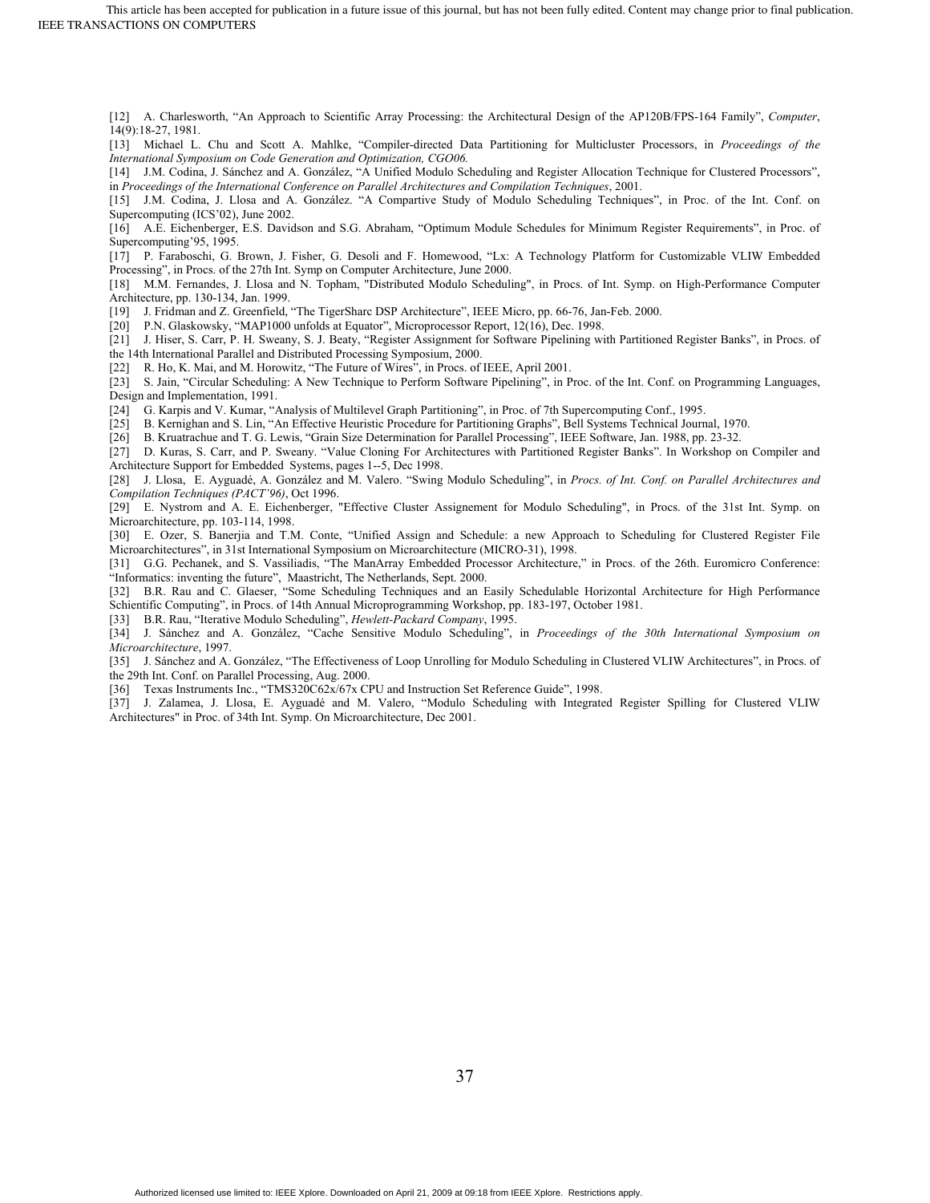[12] A. Charlesworth, “An Approach to Scientific Array Processing: the Architectural Design of the AP120B/FPS-164 Family”, *Computer*, 14(9):18-27, 1981.

[13] Michael L. Chu and Scott A. Mahlke, “Compiler-directed Data Partitioning for Multicluster Processors, in *Proceedings of the International Symposium on Code Generation and Optimization, CGO06.*

[14] J.M. Codina, J. Sánchez and A. González, “A Unified Modulo Scheduling and Register Allocation Technique for Clustered Processors”, in *Proceedings of the International Conference on Parallel Architectures and Compilation Techniques*, 2001.

[15] J.M. Codina, J. Llosa and A. González. “A Compartive Study of Modulo Scheduling Techniques”, in Proc. of the Int. Conf. on Supercomputing (ICS’02), June 2002.

[16] A.E. Eichenberger, E.S. Davidson and S.G. Abraham, “Optimum Module Schedules for Minimum Register Requirements”, in Proc. of Supercomputing’95, 1995.

[17] P. Faraboschi, G. Brown, J. Fisher, G. Desoli and F. Homewood, “Lx: A Technology Platform for Customizable VLIW Embedded Processing”, in Procs. of the 27th Int. Symp on Computer Architecture, June 2000.

[18] M.M. Fernandes, J. Llosa and N. Topham, "Distributed Modulo Scheduling", in Procs. of Int. Symp. on High-Performance Computer Architecture, pp. 130-134, Jan. 1999.

[19] J. Fridman and Z. Greenfield, “The TigerSharc DSP Architecture”, IEEE Micro, pp. 66-76, Jan-Feb. 2000.

[20] P.N. Glaskowsky, “MAP1000 unfolds at Equator”, Microprocessor Report, 12(16), Dec. 1998.

[21] J. Hiser, S. Carr, P. H. Sweany, S. J. Beaty, “Register Assignment for Software Pipelining with Partitioned Register Banks”, in Procs. of the 14th International Parallel and Distributed Processing Symposium, 2000.

[22] R. Ho, K. Mai, and M. Horowitz, “The Future of Wires”, in Procs. of IEEE, April 2001.

[23] S. Jain, “Circular Scheduling: A New Technique to Perform Software Pipelining”, in Proc. of the Int. Conf. on Programming Languages, Design and Implementation, 1991.

[24] G. Karpis and V. Kumar, “Analysis of Multilevel Graph Partitioning”, in Proc. of 7th Supercomputing Conf., 1995.

[25] B. Kernighan and S. Lin, “An Effective Heuristic Procedure for Partitioning Graphs”, Bell Systems Technical Journal, 1970.

[26] B. Kruatrachue and T. G. Lewis, “Grain Size Determination for Parallel Processing”, IEEE Software, Jan. 1988, pp. 23-32.

[27] D. Kuras, S. Carr, and P. Sweany. “Value Cloning For Architectures with Partitioned Register Banks”. In Workshop on Compiler and Architecture Support for Embedded Systems, pages 1--5, Dec 1998.

[28] J. Llosa, E. Ayguadé, A. González and M. Valero. “Swing Modulo Scheduling”, in *Procs. of Int. Conf. on Parallel Architectures and Compilation Techniques (PACT’96)*, Oct 1996.

[29] E. Nystrom and A. E. Eichenberger, "Effective Cluster Assignement for Modulo Scheduling", in Procs. of the 31st Int. Symp. on Microarchitecture, pp. 103-114, 1998.

[30] E. Ozer, S. Banerjia and T.M. Conte, “Unified Assign and Schedule: a new Approach to Scheduling for Clustered Register File Microarchitectures”, in 31st International Symposium on Microarchitecture (MICRO-31), 1998.

[31] G.G. Pechanek, and S. Vassiliadis, “The ManArray Embedded Processor Architecture,” in Procs. of the 26th. Euromicro Conference: “Informatics: inventing the future”, Maastricht, The Netherlands, Sept. 2000.

[32] B.R. Rau and C. Glaeser, “Some Scheduling Techniques and an Easily Schedulable Horizontal Architecture for High Performance Schientific Computing”, in Procs. of 14th Annual Microprogramming Workshop, pp. 183-197, October 1981.

[33] B.R. Rau, “Iterative Modulo Scheduling”, *Hewlett-Packard Company*, 1995.

[34] J. Sánchez and A. González, “Cache Sensitive Modulo Scheduling”, in *Proceedings of the 30th International Symposium on Microarchitecture*, 1997.

[35] J. Sánchez and A. González, “The Effectiveness of Loop Unrolling for Modulo Scheduling in Clustered VLIW Architectures”, in Procs. of the 29th Int. Conf. on Parallel Processing, Aug. 2000.

[36] Texas Instruments Inc., “TMS320C62x/67x CPU and Instruction Set Reference Guide”, 1998.

[37] J. Zalamea, J. Llosa, E. Ayguadé and M. Valero, “Modulo Scheduling with Integrated Register Spilling for Clustered VLIW Architectures" in Proc. of 34th Int. Symp. On Microarchitecture, Dec 2001.